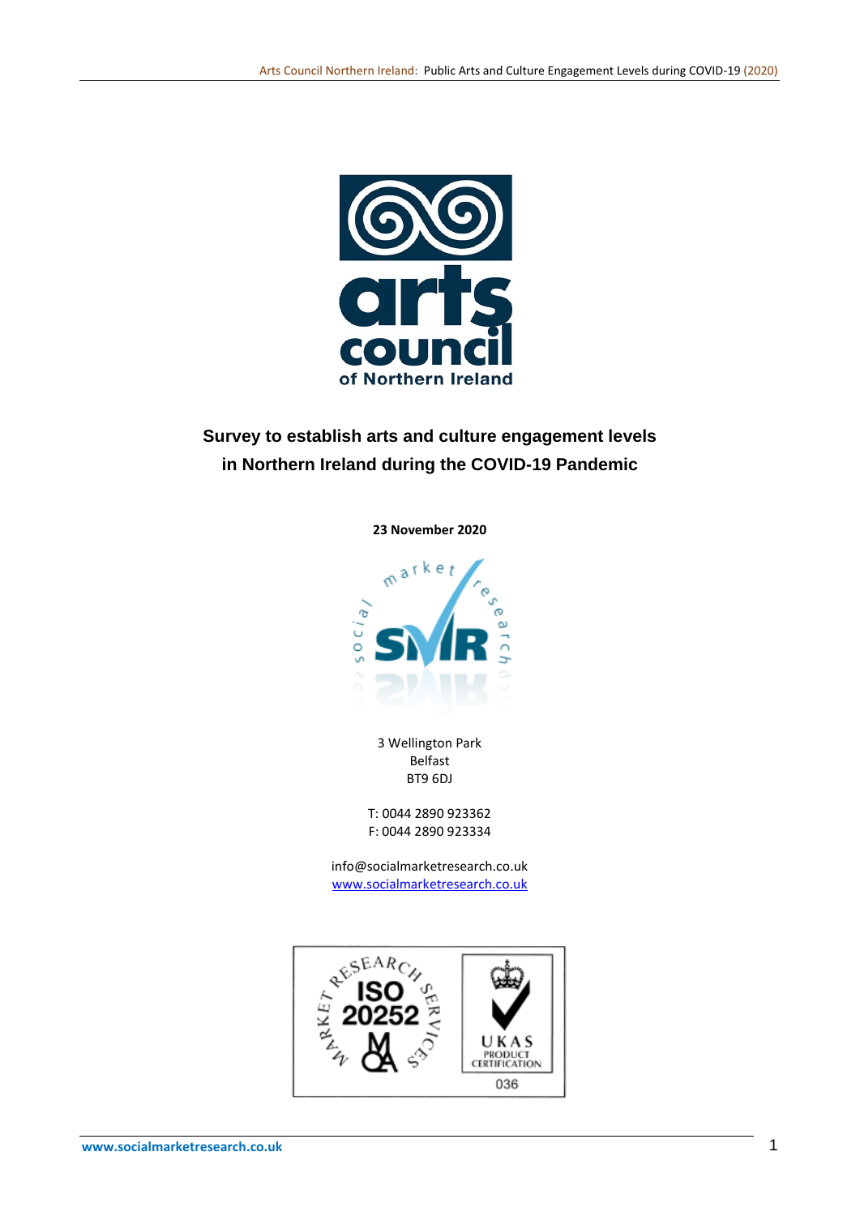# Survey to establish arts and culture engagement levels in Northern Ireland during the COVID-19 Pandemic

**23 November 2020**

3 Wellington Park
Belfast
BT9 6DJ

T: 0044 2890 923362
F: 0044 2890 923334

info@socialmarketresearch.co.uk
www.socialmarketresearch.co.uk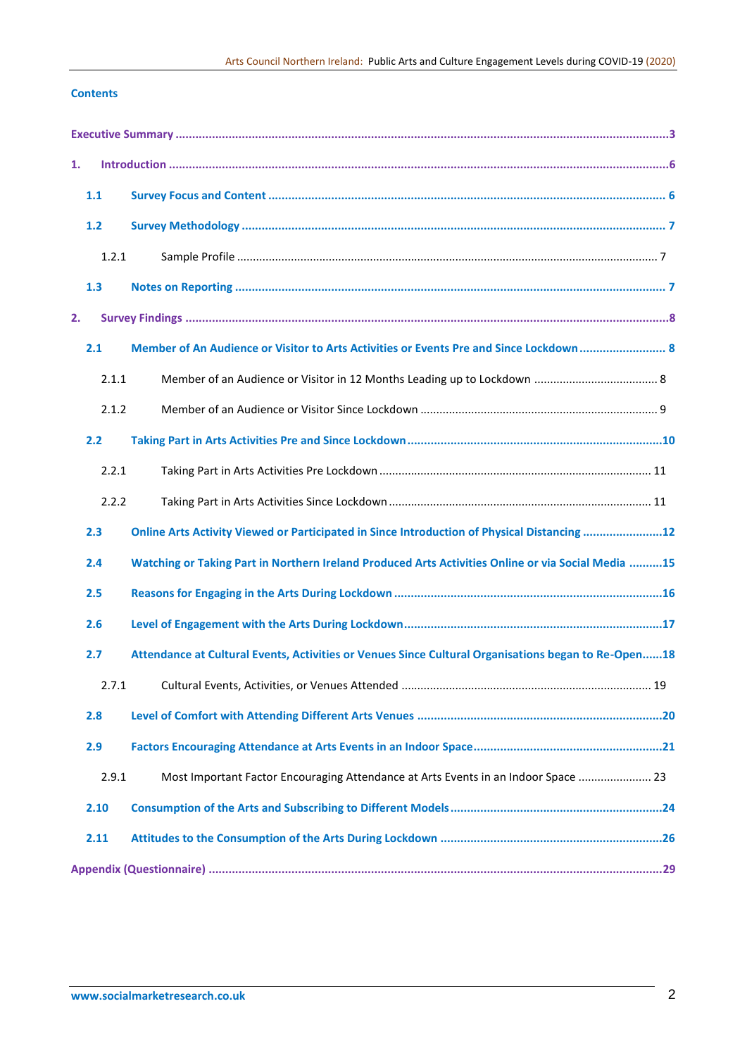# Contents

Executive Summary ........................................................................................................................3

1. Introduction ..........................................................................................................................6

   1.1 Survey Focus and Content ..................................................................................................6

   1.2 Survey Methodology ..........................................................................................................7

      1.2.1 Sample Profile ...............................................................................................................7

   1.3 Notes on Reporting ............................................................................................................7

2. Survey Findings .....................................................................................................................8

   2.1 Member of An Audience or Visitor to Arts Activities or Events Pre and Since Lockdown ..........8

      2.1.1 Member of an Audience or Visitor in 12 Months Leading up to Lockdown ........................8

      2.1.2 Member of an Audience or Visitor Since Lockdown ..........................................................9

   2.2 Taking Part in Arts Activities Pre and Since Lockdown .........................................................10

      2.2.1 Taking Part in Arts Activities Pre Lockdown ....................................................................11

      2.2.2 Taking Part in Arts Activities Since Lockdown .................................................................11

   2.3 Online Arts Activity Viewed or Participated in Since Introduction of Physical Distancing .........12

   2.4 Watching or Taking Part in Northern Ireland Produced Arts Activities Online or via Social Media ..........15

   2.5 Reasons for Engaging in the Arts During Lockdown ............................................................16

   2.6 Level of Engagement with the Arts During Lockdown ..........................................................17

   2.7 Attendance at Cultural Events, Activities or Venues Since Cultural Organisations began to Re-Open......18

      2.7.1 Cultural Events, Activities, or Venues Attended ...............................................................19

   2.8 Level of Comfort with Attending Different Arts Venues .........................................................20

   2.9 Factors Encouraging Attendance at Arts Events in an Indoor Space .......................................21

      2.9.1 Most Important Factor Encouraging Attendance at Arts Events in an Indoor Space ..........23

   2.10 Consumption of the Arts and Subscribing to Different Models ..............................................24

   2.11 Attitudes to the Consumption of the Arts During Lockdown ..................................................26

Appendix (Questionnaire) ...............................................................................................................29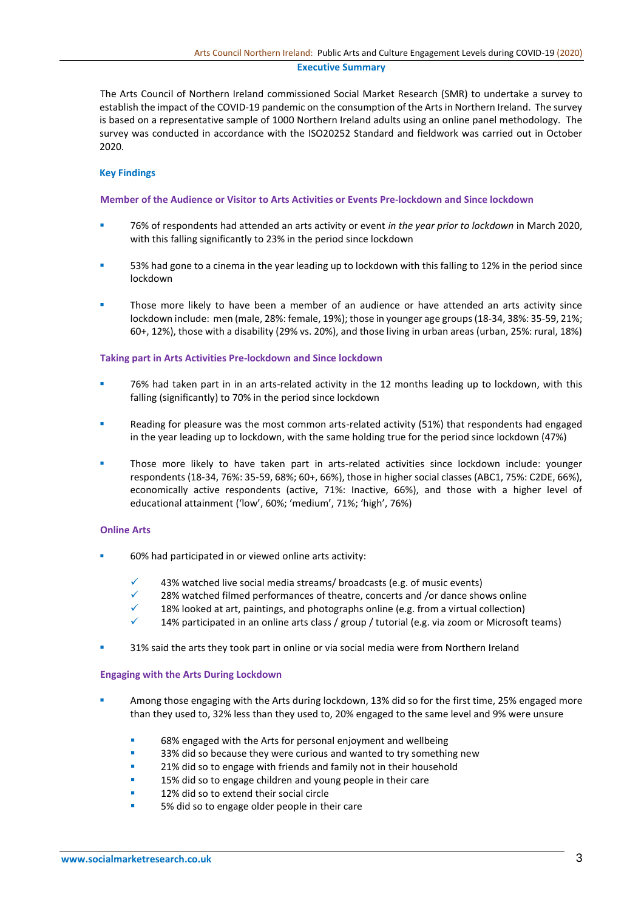## Executive Summary

The Arts Council of Northern Ireland commissioned Social Market Research (SMR) to undertake a survey to establish the impact of the COVID-19 pandemic on the consumption of the Arts in Northern Ireland. The survey is based on a representative sample of 1000 Northern Ireland adults using an online panel methodology. The survey was conducted in accordance with the ISO20252 Standard and fieldwork was carried out in October 2020.

### Key Findings

#### Member of the Audience or Visitor to Arts Activities or Events Pre-lockdown and Since lockdown

- 76% of respondents had attended an arts activity or event *in the year prior to lockdown* in March 2020, with this falling significantly to 23% in the period since lockdown
- 53% had gone to a cinema in the year leading up to lockdown with this falling to 12% in the period since lockdown
- Those more likely to have been a member of an audience or have attended an arts activity since lockdown include: men (male, 28%: female, 19%); those in younger age groups (18-34, 38%: 35-59, 21%; 60+, 12%), those with a disability (29% vs. 20%), and those living in urban areas (urban, 25%: rural, 18%)

#### Taking part in Arts Activities Pre-lockdown and Since lockdown

- 76% had taken part in in an arts-related activity in the 12 months leading up to lockdown, with this falling (significantly) to 70% in the period since lockdown
- Reading for pleasure was the most common arts-related activity (51%) that respondents had engaged in the year leading up to lockdown, with the same holding true for the period since lockdown (47%)
- Those more likely to have taken part in arts-related activities since lockdown include: younger respondents (18-34, 76%: 35-59, 68%; 60+, 66%), those in higher social classes (ABC1, 75%: C2DE, 66%), economically active respondents (active, 71%: Inactive, 66%), and those with a higher level of educational attainment ('low', 60%; 'medium', 71%; 'high', 76%)

#### Online Arts

- 60% had participated in or viewed online arts activity:
  - ✓ 43% watched live social media streams/ broadcasts (e.g. of music events)
  - ✓ 28% watched filmed performances of theatre, concerts and /or dance shows online
  - ✓ 18% looked at art, paintings, and photographs online (e.g. from a virtual collection)
  - ✓ 14% participated in an online arts class / group / tutorial (e.g. via zoom or Microsoft teams)
- 31% said the arts they took part in online or via social media were from Northern Ireland

#### Engaging with the Arts During Lockdown

- Among those engaging with the Arts during lockdown, 13% did so for the first time, 25% engaged more than they used to, 32% less than they used to, 20% engaged to the same level and 9% were unsure
  - 68% engaged with the Arts for personal enjoyment and wellbeing
  - 33% did so because they were curious and wanted to try something new
  - 21% did so to engage with friends and family not in their household
  - 15% did so to engage children and young people in their care
  - 12% did so to extend their social circle
  - 5% did so to engage older people in their care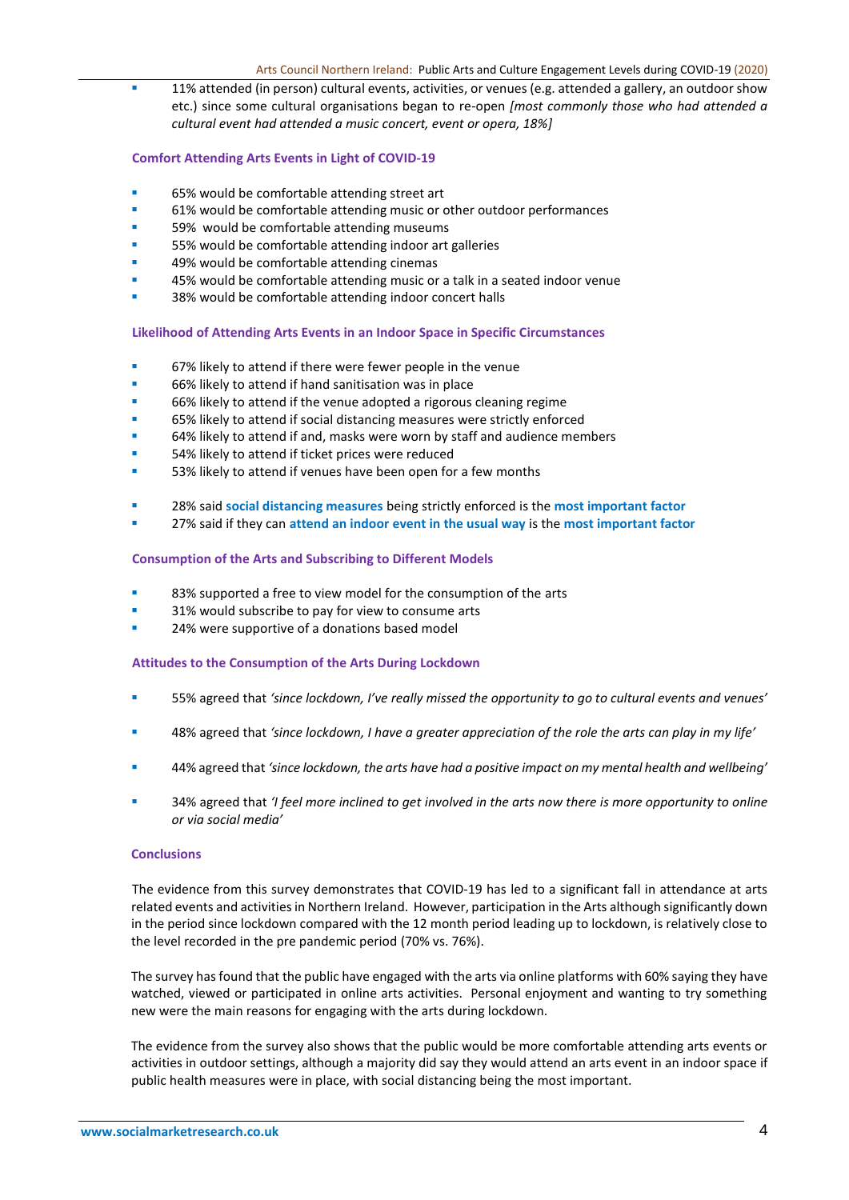- 11% attended (in person) cultural events, activities, or venues (e.g. attended a gallery, an outdoor show etc.) since some cultural organisations began to re-open *[most commonly those who had attended a cultural event had attended a music concert, event or opera, 18%]*

### Comfort Attending Arts Events in Light of COVID-19

- 65% would be comfortable attending street art
- 61% would be comfortable attending music or other outdoor performances
- 59% would be comfortable attending museums
- 55% would be comfortable attending indoor art galleries
- 49% would be comfortable attending cinemas
- 45% would be comfortable attending music or a talk in a seated indoor venue
- 38% would be comfortable attending indoor concert halls

### Likelihood of Attending Arts Events in an Indoor Space in Specific Circumstances

- 67% likely to attend if there were fewer people in the venue
- 66% likely to attend if hand sanitisation was in place
- 66% likely to attend if the venue adopted a rigorous cleaning regime
- 65% likely to attend if social distancing measures were strictly enforced
- 64% likely to attend if and, masks were worn by staff and audience members
- 54% likely to attend if ticket prices were reduced
- 53% likely to attend if venues have been open for a few months

- 28% said **social distancing measures** being strictly enforced is the **most important factor**
- 27% said if they can **attend an indoor event in the usual way** is the **most important factor**

### Consumption of the Arts and Subscribing to Different Models

- 83% supported a free to view model for the consumption of the arts
- 31% would subscribe to pay for view to consume arts
- 24% were supportive of a donations based model

### Attitudes to the Consumption of the Arts During Lockdown

- 55% agreed that *'since lockdown, I've really missed the opportunity to go to cultural events and venues'*
- 48% agreed that *'since lockdown, I have a greater appreciation of the role the arts can play in my life'*
- 44% agreed that *'since lockdown, the arts have had a positive impact on my mental health and wellbeing'*
- 34% agreed that *'I feel more inclined to get involved in the arts now there is more opportunity to online or via social media'*

### Conclusions

The evidence from this survey demonstrates that COVID-19 has led to a significant fall in attendance at arts related events and activities in Northern Ireland. However, participation in the Arts although significantly down in the period since lockdown compared with the 12 month period leading up to lockdown, is relatively close to the level recorded in the pre pandemic period (70% vs. 76%).

The survey has found that the public have engaged with the arts via online platforms with 60% saying they have watched, viewed or participated in online arts activities. Personal enjoyment and wanting to try something new were the main reasons for engaging with the arts during lockdown.

The evidence from the survey also shows that the public would be more comfortable attending arts events or activities in outdoor settings, although a majority did say they would attend an arts event in an indoor space if public health measures were in place, with social distancing being the most important.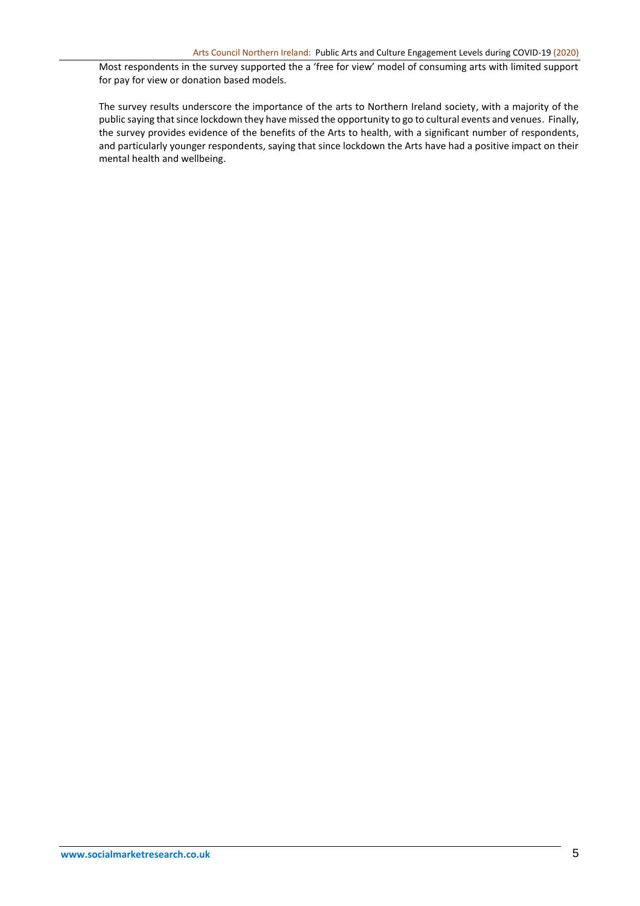Most respondents in the survey supported the a 'free for view' model of consuming arts with limited support for pay for view or donation based models.

The survey results underscore the importance of the arts to Northern Ireland society, with a majority of the public saying that since lockdown they have missed the opportunity to go to cultural events and venues. Finally, the survey provides evidence of the benefits of the Arts to health, with a significant number of respondents, and particularly younger respondents, saying that since lockdown the Arts have had a positive impact on their mental health and wellbeing.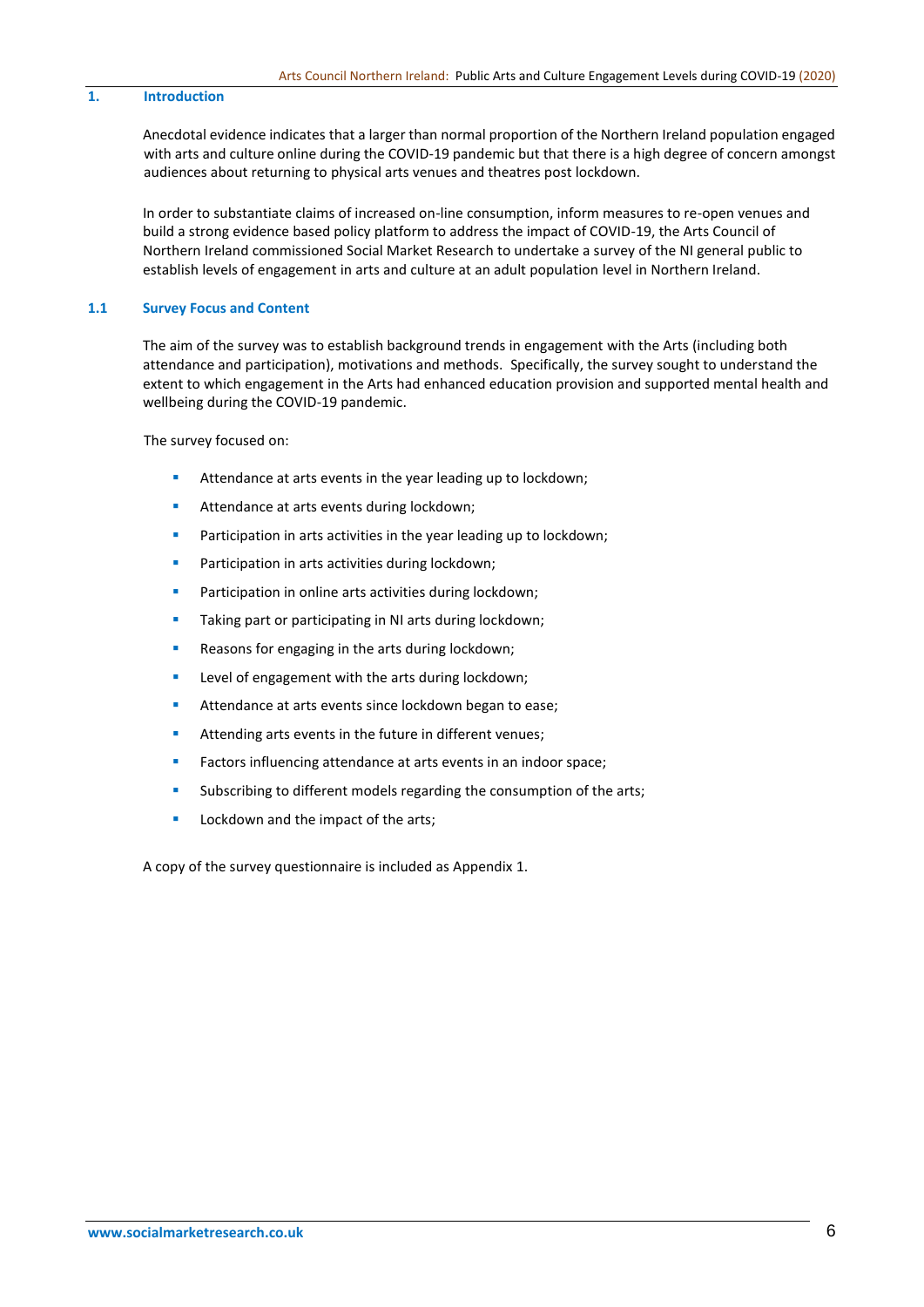## 1. Introduction

Anecdotal evidence indicates that a larger than normal proportion of the Northern Ireland population engaged with arts and culture online during the COVID-19 pandemic but that there is a high degree of concern amongst audiences about returning to physical arts venues and theatres post lockdown.

In order to substantiate claims of increased on-line consumption, inform measures to re-open venues and build a strong evidence based policy platform to address the impact of COVID-19, the Arts Council of Northern Ireland commissioned Social Market Research to undertake a survey of the NI general public to establish levels of engagement in arts and culture at an adult population level in Northern Ireland.

### 1.1 Survey Focus and Content

The aim of the survey was to establish background trends in engagement with the Arts (including both attendance and participation), motivations and methods. Specifically, the survey sought to understand the extent to which engagement in the Arts had enhanced education provision and supported mental health and wellbeing during the COVID-19 pandemic.

The survey focused on:

- Attendance at arts events in the year leading up to lockdown;
- Attendance at arts events during lockdown;
- Participation in arts activities in the year leading up to lockdown;
- Participation in arts activities during lockdown;
- Participation in online arts activities during lockdown;
- Taking part or participating in NI arts during lockdown;
- Reasons for engaging in the arts during lockdown;
- Level of engagement with the arts during lockdown;
- Attendance at arts events since lockdown began to ease;
- Attending arts events in the future in different venues;
- Factors influencing attendance at arts events in an indoor space;
- Subscribing to different models regarding the consumption of the arts;
- Lockdown and the impact of the arts;

A copy of the survey questionnaire is included as Appendix 1.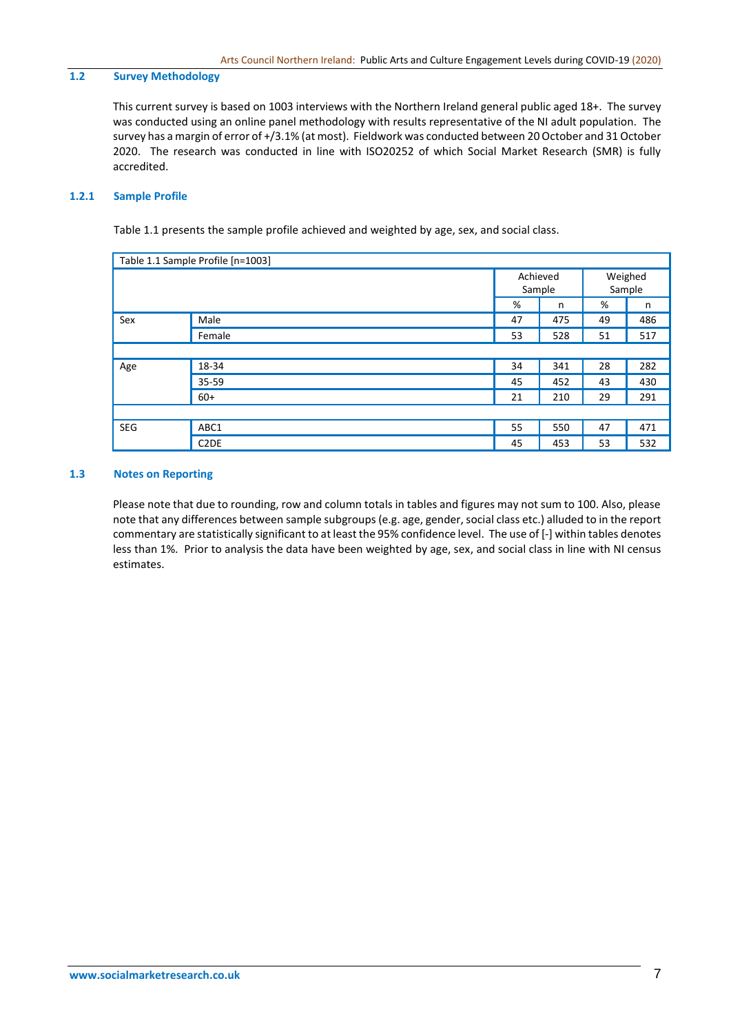## 1.2 Survey Methodology

This current survey is based on 1003 interviews with the Northern Ireland general public aged 18+. The survey was conducted using an online panel methodology with results representative of the NI adult population. The survey has a margin of error of +/3.1% (at most). Fieldwork was conducted between 20 October and 31 October 2020. The research was conducted in line with ISO20252 of which Social Market Research (SMR) is fully accredited.

### 1.2.1 Sample Profile

Table 1.1 presents the sample profile achieved and weighted by age, sex, and social class.

Table 1.1 Sample Profile [n=1003]

| | | Achieved Sample | | Weighed Sample | |
|---|---|---|---|---|---|
| | | % | n | % | n |
| Sex | Male | 47 | 475 | 49 | 486 |
| | Female | 53 | 528 | 51 | 517 |
| | | | | | |
| Age | 18-34 | 34 | 341 | 28 | 282 |
| | 35-59 | 45 | 452 | 43 | 430 |
| | 60+ | 21 | 210 | 29 | 291 |
| | | | | | |
| SEG | ABC1 | 55 | 550 | 47 | 471 |
| | C2DE | 45 | 453 | 53 | 532 |

## 1.3 Notes on Reporting

Please note that due to rounding, row and column totals in tables and figures may not sum to 100. Also, please note that any differences between sample subgroups (e.g. age, gender, social class etc.) alluded to in the report commentary are statistically significant to at least the 95% confidence level. The use of [-] within tables denotes less than 1%. Prior to analysis the data have been weighted by age, sex, and social class in line with NI census estimates.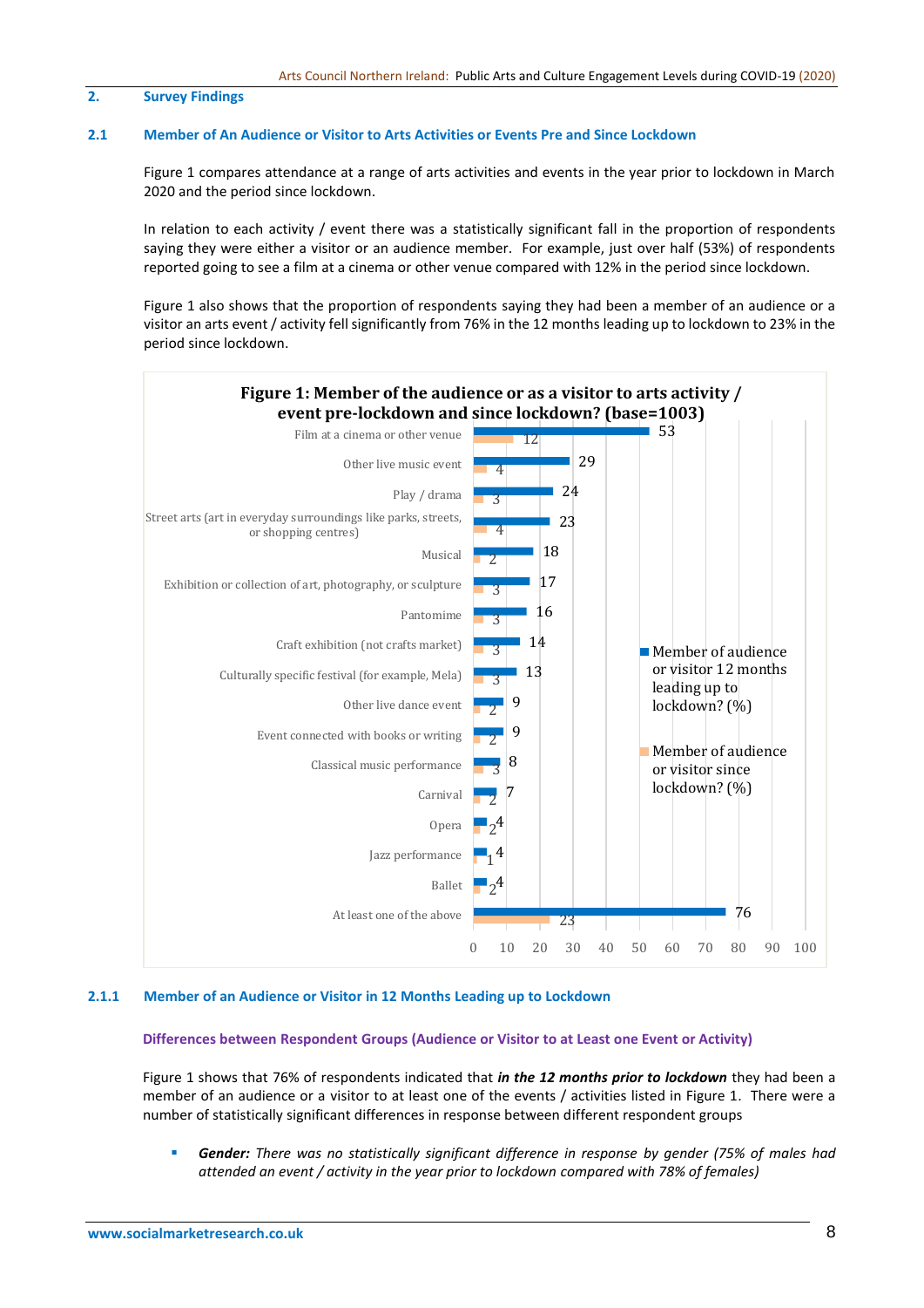## 2. Survey Findings

### 2.1 Member of An Audience or Visitor to Arts Activities or Events Pre and Since Lockdown

Figure 1 compares attendance at a range of arts activities and events in the year prior to lockdown in March 2020 and the period since lockdown.

In relation to each activity / event there was a statistically significant fall in the proportion of respondents saying they were either a visitor or an audience member. For example, just over half (53%) of respondents reported going to see a film at a cinema or other venue compared with 12% in the period since lockdown.

Figure 1 also shows that the proportion of respondents saying they had been a member of an audience or a visitor an arts event / activity fell significantly from 76% in the 12 months leading up to lockdown to 23% in the period since lockdown.

**Figure 1: Member of the audience or as a visitor to arts activity / event pre-lockdown and since lockdown? (base=1003)**

| Activity / event | Member of audience or visitor 12 months leading up to lockdown? (%) | Member of audience or visitor since lockdown? (%) |
|---|---|---|
| Film at a cinema or other venue | 53 | 12 |
| Other live music event | 29 | 4 |
| Play / drama | 24 | 3 |
| Street arts (art in everyday surroundings like parks, streets, or shopping centres) | 23 | 4 |
| Musical | 18 | 2 |
| Exhibition or collection of art, photography, or sculpture | 17 | 3 |
| Pantomime | 16 | 3 |
| Craft exhibition (not crafts market) | 14 | 3 |
| Culturally specific festival (for example, Mela) | 13 | 3 |
| Other live dance event | 9 | 2 |
| Event connected with books or writing | 9 | 2 |
| Classical music performance | 8 | 3 |
| Carnival | 7 | 2 |
| Opera | 4 | 2 |
| Jazz performance | 4 | 1 |
| Ballet | 4 | 2 |
| At least one of the above | 76 | 23 |

#### 2.1.1 Member of an Audience or Visitor in 12 Months Leading up to Lockdown

**Differences between Respondent Groups (Audience or Visitor to at Least one Event or Activity)**

Figure 1 shows that 76% of respondents indicated that ***in the 12 months prior to lockdown*** they had been a member of an audience or a visitor to at least one of the events / activities listed in Figure 1. There were a number of statistically significant differences in response between different respondent groups

- ***Gender:*** *There was no statistically significant difference in response by gender (75% of males had attended an event / activity in the year prior to lockdown compared with 78% of females)*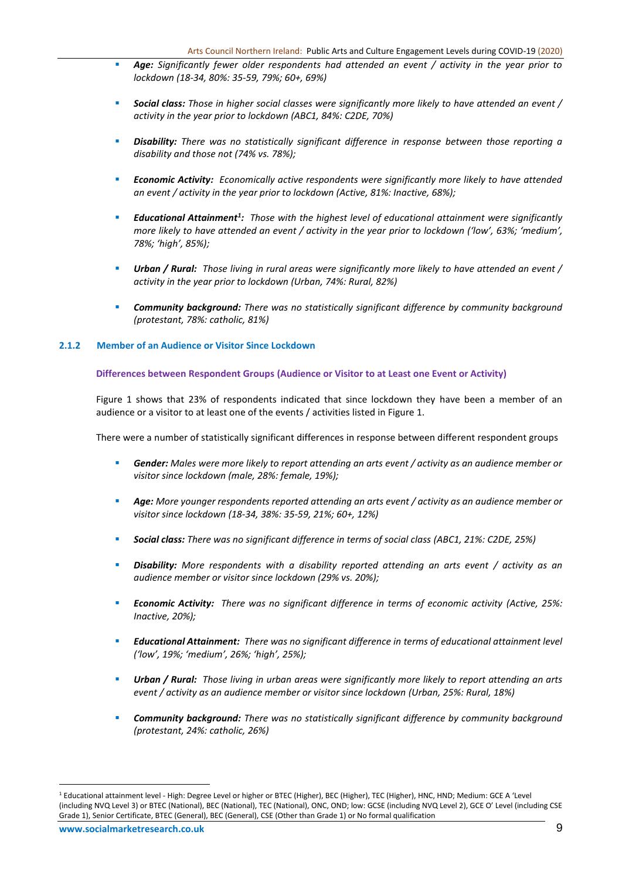- ***Age:*** *Significantly fewer older respondents had attended an event / activity in the year prior to lockdown (18-34, 80%: 35-59, 79%; 60+, 69%)*

- ***Social class:*** *Those in higher social classes were significantly more likely to have attended an event / activity in the year prior to lockdown (ABC1, 84%: C2DE, 70%)*

- ***Disability:*** *There was no statistically significant difference in response between those reporting a disability and those not (74% vs. 78%);*

- ***Economic Activity:*** *Economically active respondents were significantly more likely to have attended an event / activity in the year prior to lockdown (Active, 81%: Inactive, 68%);*

- ***Educational Attainment[1]:*** *Those with the highest level of educational attainment were significantly more likely to have attended an event / activity in the year prior to lockdown ('low', 63%; 'medium', 78%; 'high', 85%);*

- ***Urban / Rural:*** *Those living in rural areas were significantly more likely to have attended an event / activity in the year prior to lockdown (Urban, 74%: Rural, 82%)*

- ***Community background:*** *There was no statistically significant difference by community background (protestant, 78%: catholic, 81%)*

### 2.1.2 Member of an Audience or Visitor Since Lockdown

#### Differences between Respondent Groups (Audience or Visitor to at Least one Event or Activity)

Figure 1 shows that 23% of respondents indicated that since lockdown they have been a member of an audience or a visitor to at least one of the events / activities listed in Figure 1.

There were a number of statistically significant differences in response between different respondent groups

- ***Gender:*** *Males were more likely to report attending an arts event / activity as an audience member or visitor since lockdown (male, 28%: female, 19%);*

- ***Age:*** *More younger respondents reported attending an arts event / activity as an audience member or visitor since lockdown (18-34, 38%: 35-59, 21%; 60+, 12%)*

- ***Social class:*** *There was no significant difference in terms of social class (ABC1, 21%: C2DE, 25%)*

- ***Disability:*** *More respondents with a disability reported attending an arts event / activity as an audience member or visitor since lockdown (29% vs. 20%);*

- ***Economic Activity:*** *There was no significant difference in terms of economic activity (Active, 25%: Inactive, 20%);*

- ***Educational Attainment:*** *There was no significant difference in terms of educational attainment level ('low', 19%; 'medium', 26%; 'high', 25%);*

- ***Urban / Rural:*** *Those living in urban areas were significantly more likely to report attending an arts event / activity as an audience member or visitor since lockdown (Urban, 25%: Rural, 18%)*

- ***Community background:*** *There was no statistically significant difference by community background (protestant, 24%: catholic, 26%)*

---

[1] Educational attainment level - High: Degree Level or higher or BTEC (Higher), BEC (Higher), TEC (Higher), HNC, HND; Medium: GCE A 'Level (including NVQ Level 3) or BTEC (National), BEC (National), TEC (National), ONC, OND; low: GCSE (including NVQ Level 2), GCE O' Level (including CSE Grade 1), Senior Certificate, BTEC (General), BEC (General), CSE (Other than Grade 1) or No formal qualification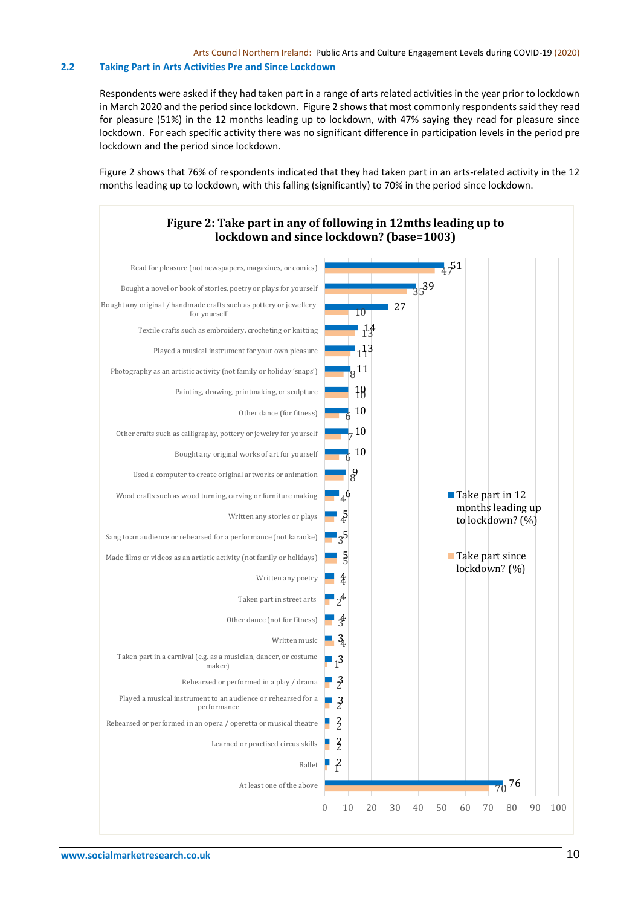## 2.2 Taking Part in Arts Activities Pre and Since Lockdown

Respondents were asked if they had taken part in a range of arts related activities in the year prior to lockdown in March 2020 and the period since lockdown. Figure 2 shows that most commonly respondents said they read for pleasure (51%) in the 12 months leading up to lockdown, with 47% saying they read for pleasure since lockdown. For each specific activity there was no significant difference in participation levels in the period pre lockdown and the period since lockdown.

Figure 2 shows that 76% of respondents indicated that they had taken part in an arts-related activity in the 12 months leading up to lockdown, with this falling (significantly) to 70% in the period since lockdown.

**Figure 2: Take part in any of following in 12mths leading up to lockdown and since lockdown? (base=1003)**

| Activity | Take part in 12 months leading up to lockdown? (%) | Take part since lockdown? (%) |
|---|---|---|
| Read for pleasure (not newspapers, magazines, or comics) | 51 | 47 |
| Bought a novel or book of stories, poetry or plays for yourself | 39 | 35 |
| Bought any original / handmade crafts such as pottery or jewellery for yourself | 27 | 10 |
| Textile crafts such as embroidery, crocheting or knitting | 14 | 13 |
| Played a musical instrument for your own pleasure | 13 | 11 |
| Photography as an artistic activity (not family or holiday 'snaps') | 11 | 8 |
| Painting, drawing, printmaking, or sculpture | 10 | 10 |
| Other dance (for fitness) | 10 | 6 |
| Other crafts such as calligraphy, pottery or jewelry for yourself | 10 | 7 |
| Bought any original works of art for yourself | 10 | 6 |
| Used a computer to create original artworks or animation | 9 | 8 |
| Wood crafts such as wood turning, carving or furniture making | 6 | 4 |
| Written any stories or plays | 5 | 4 |
| Sang to an audience or rehearsed for a performance (not karaoke) | 5 | 3 |
| Made films or videos as an artistic activity (not family or holidays) | 5 | 5 |
| Written any poetry | 4 | 4 |
| Taken part in street arts | 4 | 2 |
| Other dance (not for fitness) | 4 | 3 |
| Written music | 3 | 4 |
| Taken part in a carnival (e.g. as a musician, dancer, or costume maker) | 3 | 1 |
| Rehearsed or performed in a play / drama | 3 | 2 |
| Played a musical instrument to an audience or rehearsed for a performance | 3 | 2 |
| Rehearsed or performed in an opera / operetta or musical theatre | 2 | 2 |
| Learned or practised circus skills | 2 | 2 |
| Ballet | 2 | 1 |
| At least one of the above | 76 | 70 |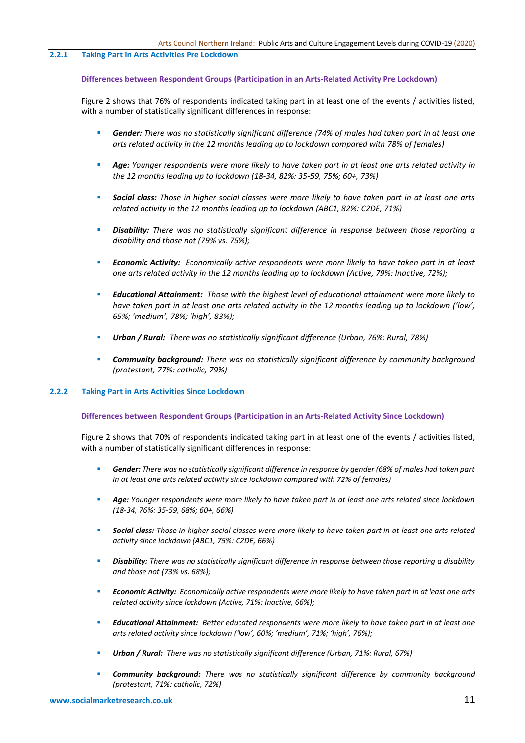### 2.2.1 Taking Part in Arts Activities Pre Lockdown

#### Differences between Respondent Groups (Participation in an Arts-Related Activity Pre Lockdown)

Figure 2 shows that 76% of respondents indicated taking part in at least one of the events / activities listed, with a number of statistically significant differences in response:

- ***Gender:*** *There was no statistically significant difference (74% of males had taken part in at least one arts related activity in the 12 months leading up to lockdown compared with 78% of females)*
- ***Age:*** *Younger respondents were more likely to have taken part in at least one arts related activity in the 12 months leading up to lockdown (18-34, 82%: 35-59, 75%; 60+, 73%)*
- ***Social class:*** *Those in higher social classes were more likely to have taken part in at least one arts related activity in the 12 months leading up to lockdown (ABC1, 82%: C2DE, 71%)*
- ***Disability:*** *There was no statistically significant difference in response between those reporting a disability and those not (79% vs. 75%);*
- ***Economic Activity:*** *Economically active respondents were more likely to have taken part in at least one arts related activity in the 12 months leading up to lockdown (Active, 79%: Inactive, 72%);*
- ***Educational Attainment:*** *Those with the highest level of educational attainment were more likely to have taken part in at least one arts related activity in the 12 months leading up to lockdown ('low', 65%; 'medium', 78%; 'high', 83%);*
- ***Urban / Rural:*** *There was no statistically significant difference (Urban, 76%: Rural, 78%)*
- ***Community background:*** *There was no statistically significant difference by community background (protestant, 77%: catholic, 79%)*

### 2.2.2 Taking Part in Arts Activities Since Lockdown

#### Differences between Respondent Groups (Participation in an Arts-Related Activity Since Lockdown)

Figure 2 shows that 70% of respondents indicated taking part in at least one of the events / activities listed, with a number of statistically significant differences in response:

- ***Gender:*** *There was no statistically significant difference in response by gender (68% of males had taken part in at least one arts related activity since lockdown compared with 72% of females)*
- ***Age:*** *Younger respondents were more likely to have taken part in at least one arts related since lockdown (18-34, 76%: 35-59, 68%; 60+, 66%)*
- ***Social class:*** *Those in higher social classes were more likely to have taken part in at least one arts related activity since lockdown (ABC1, 75%: C2DE, 66%)*
- ***Disability:*** *There was no statistically significant difference in response between those reporting a disability and those not (73% vs. 68%);*
- ***Economic Activity:*** *Economically active respondents were more likely to have taken part in at least one arts related activity since lockdown (Active, 71%: Inactive, 66%);*
- ***Educational Attainment:*** *Better educated respondents were more likely to have taken part in at least one arts related activity since lockdown ('low', 60%; 'medium', 71%; 'high', 76%);*
- ***Urban / Rural:*** *There was no statistically significant difference (Urban, 71%: Rural, 67%)*
- ***Community background:*** *There was no statistically significant difference by community background (protestant, 71%: catholic, 72%)*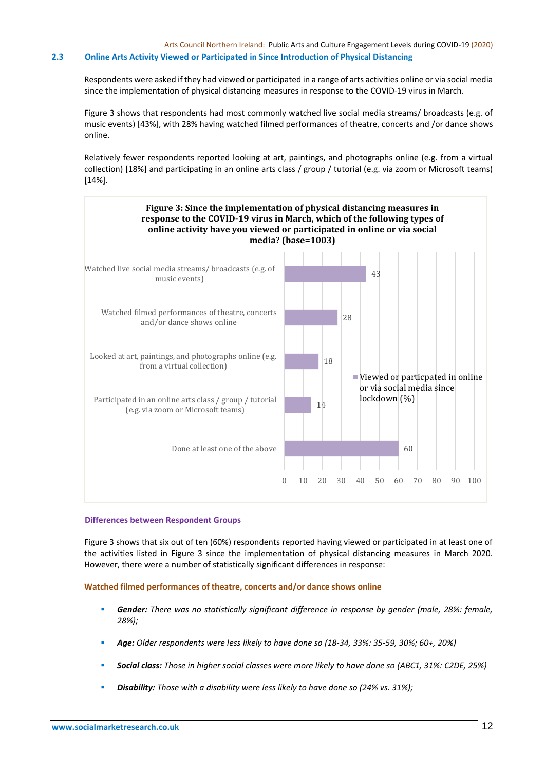## 2.3 Online Arts Activity Viewed or Participated in Since Introduction of Physical Distancing

Respondents were asked if they had viewed or participated in a range of arts activities online or via social media since the implementation of physical distancing measures in response to the COVID-19 virus in March.

Figure 3 shows that respondents had most commonly watched live social media streams/ broadcasts (e.g. of music events) [43%], with 28% having watched filmed performances of theatre, concerts and /or dance shows online.

Relatively fewer respondents reported looking at art, paintings, and photographs online (e.g. from a virtual collection) [18%] and participating in an online arts class / group / tutorial (e.g. via zoom or Microsoft teams) [14%].

**Figure 3: Since the implementation of physical distancing measures in response to the COVID-19 virus in March, which of the following types of online activity have you viewed or participated in online or via social media? (base=1003)**

| Activity | Viewed or particpated in online or via social media since lockdown (%) |
|---|---|
| Watched live social media streams/ broadcasts (e.g. of music events) | 43 |
| Watched filmed performances of theatre, concerts and/or dance shows online | 28 |
| Looked at art, paintings, and photographs online (e.g. from a virtual collection) | 18 |
| Participated in an online arts class / group / tutorial (e.g. via zoom or Microsoft teams) | 14 |
| Done at least one of the above | 60 |

### Differences between Respondent Groups

Figure 3 shows that six out of ten (60%) respondents reported having viewed or participated in at least one of the activities listed in Figure 3 since the implementation of physical distancing measures in March 2020. However, there were a number of statistically significant differences in response:

#### Watched filmed performances of theatre, concerts and/or dance shows online

- ***Gender:*** *There was no statistically significant difference in response by gender (male, 28%: female, 28%);*
- ***Age:*** *Older respondents were less likely to have done so (18-34, 33%: 35-59, 30%; 60+, 20%)*
- ***Social class:*** *Those in higher social classes were more likely to have done so (ABC1, 31%: C2DE, 25%)*
- ***Disability:*** *Those with a disability were less likely to have done so (24% vs. 31%);*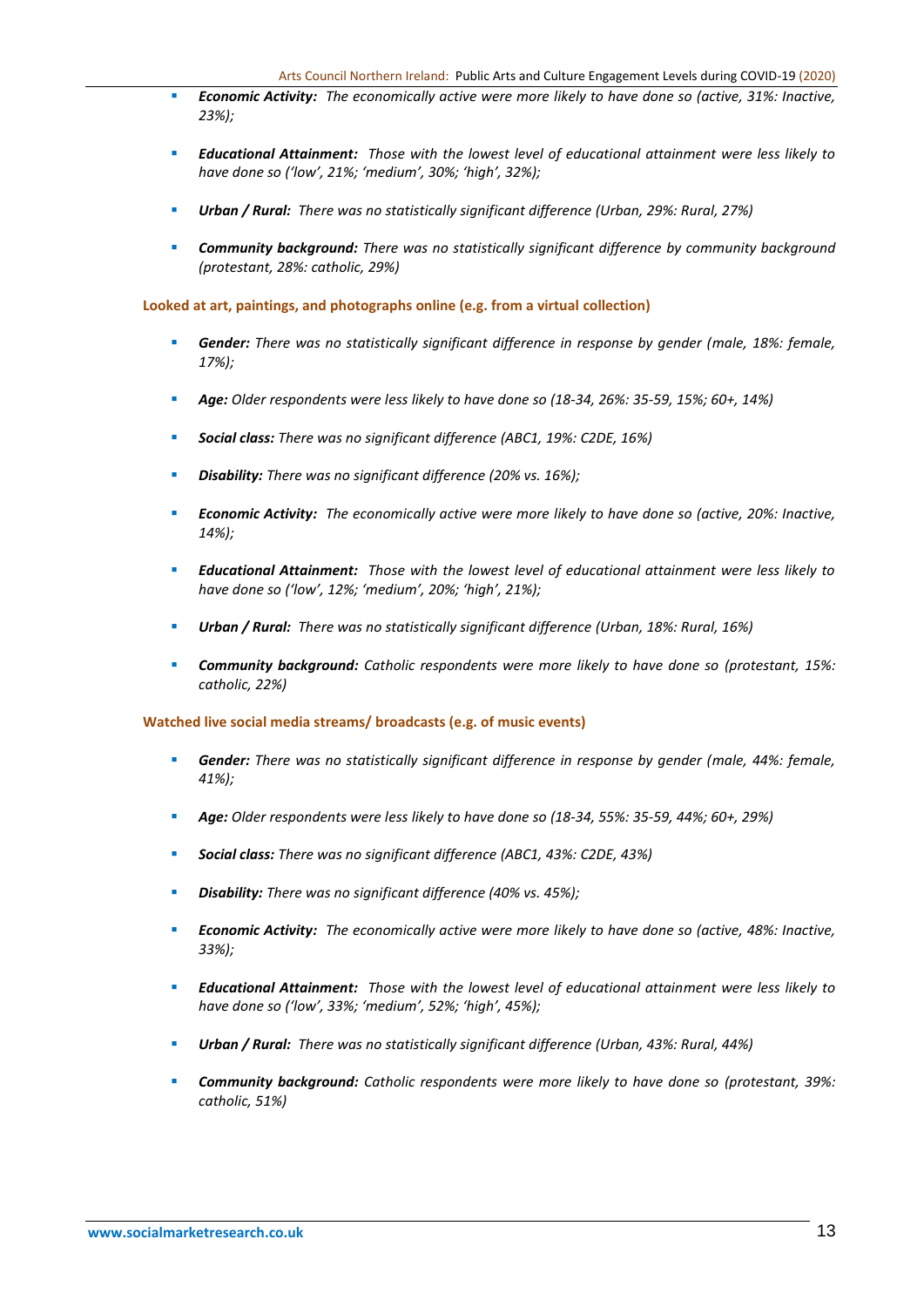- ***Economic Activity:*** *The economically active were more likely to have done so (active, 31%: Inactive, 23%);*

- ***Educational Attainment:*** *Those with the lowest level of educational attainment were less likely to have done so ('low', 21%; 'medium', 30%; 'high', 32%);*

- ***Urban / Rural:*** *There was no statistically significant difference (Urban, 29%: Rural, 27%)*

- ***Community background:*** *There was no statistically significant difference by community background (protestant, 28%: catholic, 29%)*

**Looked at art, paintings, and photographs online (e.g. from a virtual collection)**

- ***Gender:*** *There was no statistically significant difference in response by gender (male, 18%: female, 17%);*

- ***Age:*** *Older respondents were less likely to have done so (18-34, 26%: 35-59, 15%; 60+, 14%)*

- ***Social class:*** *There was no significant difference (ABC1, 19%: C2DE, 16%)*

- ***Disability:*** *There was no significant difference (20% vs. 16%);*

- ***Economic Activity:*** *The economically active were more likely to have done so (active, 20%: Inactive, 14%);*

- ***Educational Attainment:*** *Those with the lowest level of educational attainment were less likely to have done so ('low', 12%; 'medium', 20%; 'high', 21%);*

- ***Urban / Rural:*** *There was no statistically significant difference (Urban, 18%: Rural, 16%)*

- ***Community background:*** *Catholic respondents were more likely to have done so (protestant, 15%: catholic, 22%)*

**Watched live social media streams/ broadcasts (e.g. of music events)**

- ***Gender:*** *There was no statistically significant difference in response by gender (male, 44%: female, 41%);*

- ***Age:*** *Older respondents were less likely to have done so (18-34, 55%: 35-59, 44%; 60+, 29%)*

- ***Social class:*** *There was no significant difference (ABC1, 43%: C2DE, 43%)*

- ***Disability:*** *There was no significant difference (40% vs. 45%);*

- ***Economic Activity:*** *The economically active were more likely to have done so (active, 48%: Inactive, 33%);*

- ***Educational Attainment:*** *Those with the lowest level of educational attainment were less likely to have done so ('low', 33%; 'medium', 52%; 'high', 45%);*

- ***Urban / Rural:*** *There was no statistically significant difference (Urban, 43%: Rural, 44%)*

- ***Community background:*** *Catholic respondents were more likely to have done so (protestant, 39%: catholic, 51%)*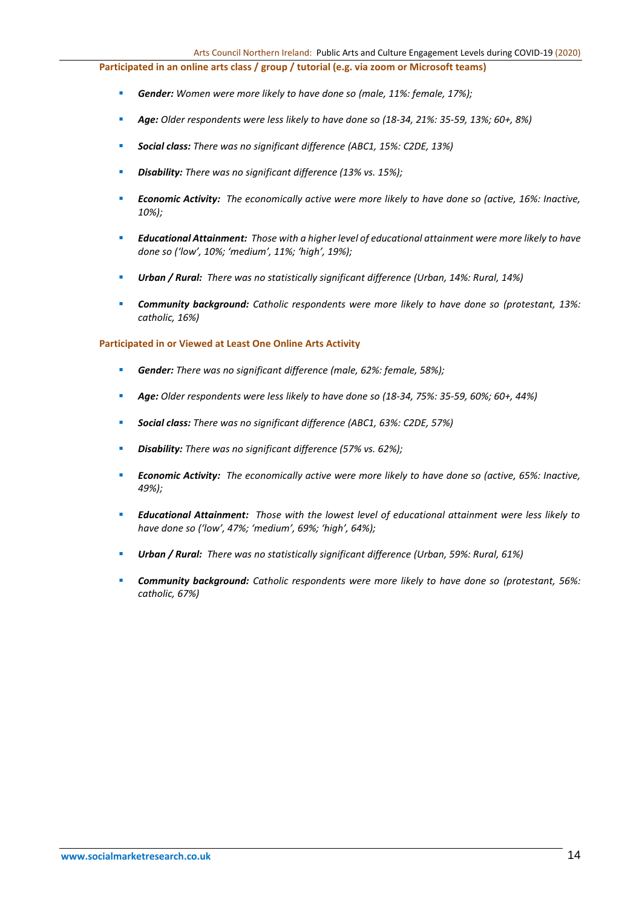**Participated in an online arts class / group / tutorial (e.g. via zoom or Microsoft teams)**

- ***Gender:*** *Women were more likely to have done so (male, 11%: female, 17%);*
- ***Age:*** *Older respondents were less likely to have done so (18-34, 21%: 35-59, 13%; 60+, 8%)*
- ***Social class:*** *There was no significant difference (ABC1, 15%: C2DE, 13%)*
- ***Disability:*** *There was no significant difference (13% vs. 15%);*
- ***Economic Activity:*** *The economically active were more likely to have done so (active, 16%: Inactive, 10%);*
- ***Educational Attainment:*** *Those with a higher level of educational attainment were more likely to have done so ('low', 10%; 'medium', 11%; 'high', 19%);*
- ***Urban / Rural:*** *There was no statistically significant difference (Urban, 14%: Rural, 14%)*
- ***Community background:*** *Catholic respondents were more likely to have done so (protestant, 13%: catholic, 16%)*

**Participated in or Viewed at Least One Online Arts Activity**

- ***Gender:*** *There was no significant difference (male, 62%: female, 58%);*
- ***Age:*** *Older respondents were less likely to have done so (18-34, 75%: 35-59, 60%; 60+, 44%)*
- ***Social class:*** *There was no significant difference (ABC1, 63%: C2DE, 57%)*
- ***Disability:*** *There was no significant difference (57% vs. 62%);*
- ***Economic Activity:*** *The economically active were more likely to have done so (active, 65%: Inactive, 49%);*
- ***Educational Attainment:*** *Those with the lowest level of educational attainment were less likely to have done so ('low', 47%; 'medium', 69%; 'high', 64%);*
- ***Urban / Rural:*** *There was no statistically significant difference (Urban, 59%: Rural, 61%)*
- ***Community background:*** *Catholic respondents were more likely to have done so (protestant, 56%: catholic, 67%)*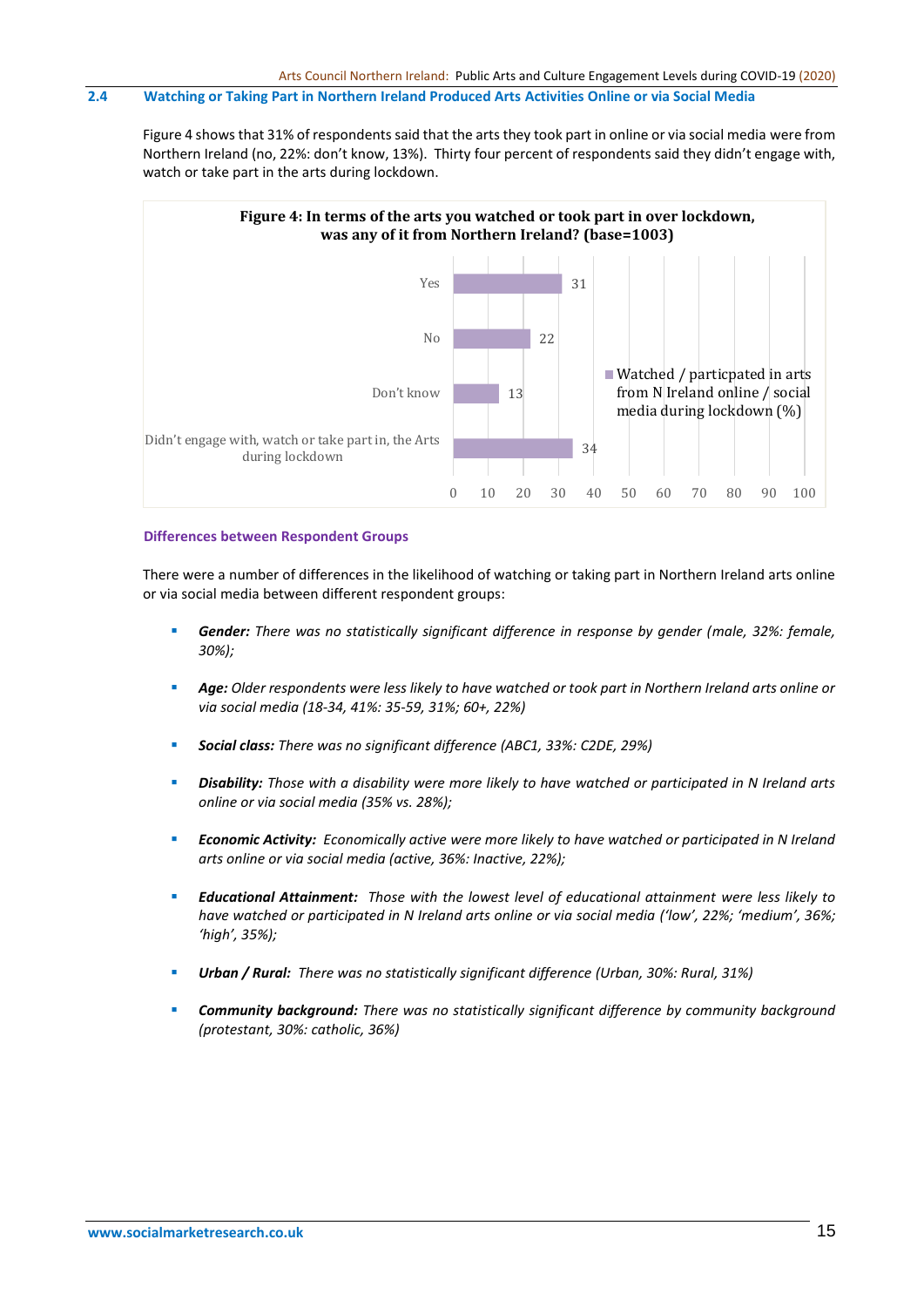## 2.4 Watching or Taking Part in Northern Ireland Produced Arts Activities Online or via Social Media

Figure 4 shows that 31% of respondents said that the arts they took part in online or via social media were from Northern Ireland (no, 22%: don't know, 13%). Thirty four percent of respondents said they didn't engage with, watch or take part in the arts during lockdown.

**Figure 4: In terms of the arts you watched or took part in over lockdown, was any of it from Northern Ireland? (base=1003)**

| | Watched / particpated in arts from N Ireland online / social media during lockdown (%) |
|---|---|
| Yes | 31 |
| No | 22 |
| Don't know | 13 |
| Didn't engage with, watch or take part in, the Arts during lockdown | 34 |

### Differences between Respondent Groups

There were a number of differences in the likelihood of watching or taking part in Northern Ireland arts online or via social media between different respondent groups:

- ***Gender:*** *There was no statistically significant difference in response by gender (male, 32%: female, 30%);*
- ***Age:*** *Older respondents were less likely to have watched or took part in Northern Ireland arts online or via social media (18-34, 41%: 35-59, 31%; 60+, 22%)*
- ***Social class:*** *There was no significant difference (ABC1, 33%: C2DE, 29%)*
- ***Disability:*** *Those with a disability were more likely to have watched or participated in N Ireland arts online or via social media (35% vs. 28%);*
- ***Economic Activity:*** *Economically active were more likely to have watched or participated in N Ireland arts online or via social media (active, 36%: Inactive, 22%);*
- ***Educational Attainment:*** *Those with the lowest level of educational attainment were less likely to have watched or participated in N Ireland arts online or via social media ('low', 22%; 'medium', 36%; 'high', 35%);*
- ***Urban / Rural:*** *There was no statistically significant difference (Urban, 30%: Rural, 31%)*
- ***Community background:*** *There was no statistically significant difference by community background (protestant, 30%: catholic, 36%)*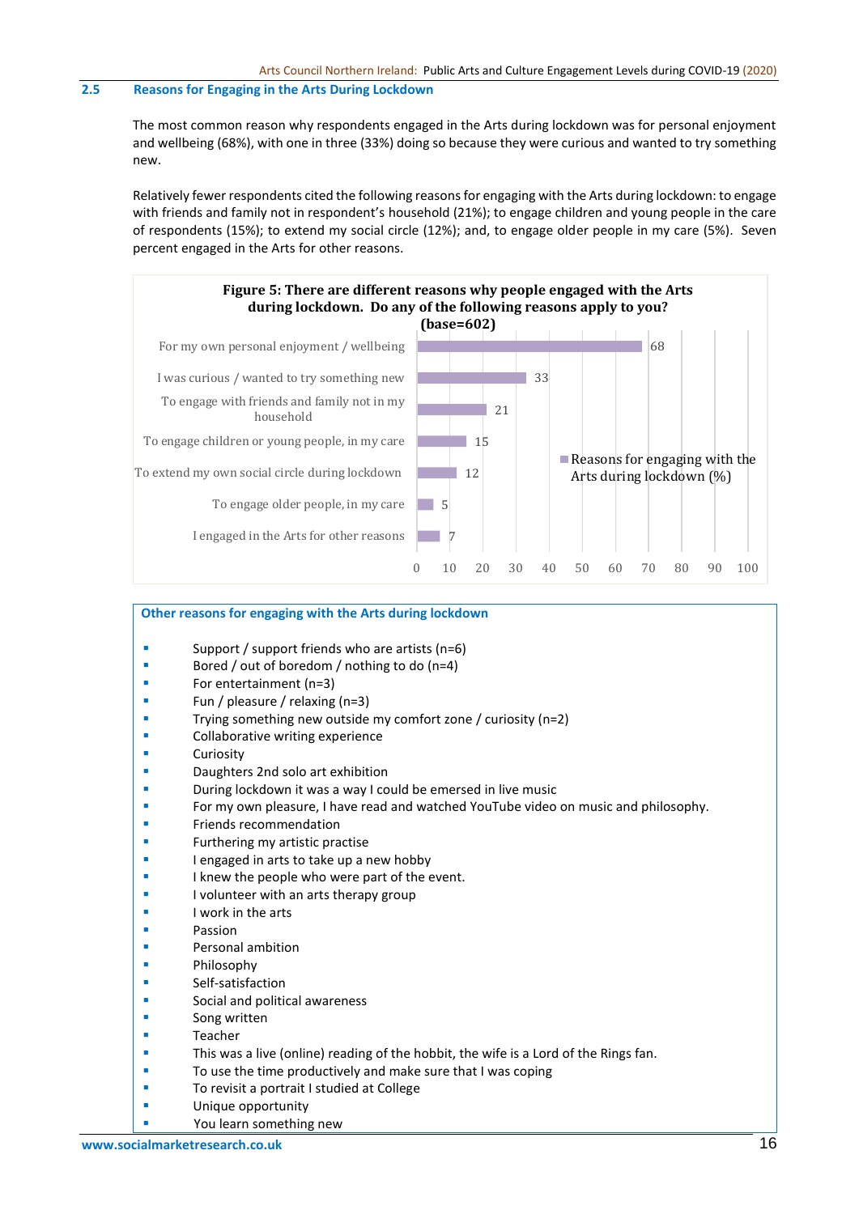## 2.5 Reasons for Engaging in the Arts During Lockdown

The most common reason why respondents engaged in the Arts during lockdown was for personal enjoyment and wellbeing (68%), with one in three (33%) doing so because they were curious and wanted to try something new.

Relatively fewer respondents cited the following reasons for engaging with the Arts during lockdown: to engage with friends and family not in respondent's household (21%); to engage children and young people in the care of respondents (15%); to extend my social circle (12%); and, to engage older people in my care (5%). Seven percent engaged in the Arts for other reasons.

**Figure 5: There are different reasons why people engaged with the Arts during lockdown. Do any of the following reasons apply to you? (base=602)**

| Reason | Reasons for engaging with the Arts during lockdown (%) |
|---|---|
| For my own personal enjoyment / wellbeing | 68 |
| I was curious / wanted to try something new | 33 |
| To engage with friends and family not in my household | 21 |
| To engage children or young people, in my care | 15 |
| To extend my own social circle during lockdown | 12 |
| To engage older people, in my care | 5 |
| I engaged in the Arts for other reasons | 7 |

**Other reasons for engaging with the Arts during lockdown**

- Support / support friends who are artists (n=6)
- Bored / out of boredom / nothing to do (n=4)
- For entertainment (n=3)
- Fun / pleasure / relaxing (n=3)
- Trying something new outside my comfort zone / curiosity (n=2)
- Collaborative writing experience
- Curiosity
- Daughters 2nd solo art exhibition
- During lockdown it was a way I could be emersed in live music
- For my own pleasure, I have read and watched YouTube video on music and philosophy.
- Friends recommendation
- Furthering my artistic practise
- I engaged in arts to take up a new hobby
- I knew the people who were part of the event.
- I volunteer with an arts therapy group
- I work in the arts
- Passion
- Personal ambition
- Philosophy
- Self-satisfaction
- Social and political awareness
- Song written
- Teacher
- This was a live (online) reading of the hobbit, the wife is a Lord of the Rings fan.
- To use the time productively and make sure that I was coping
- To revisit a portrait I studied at College
- Unique opportunity
- You learn something new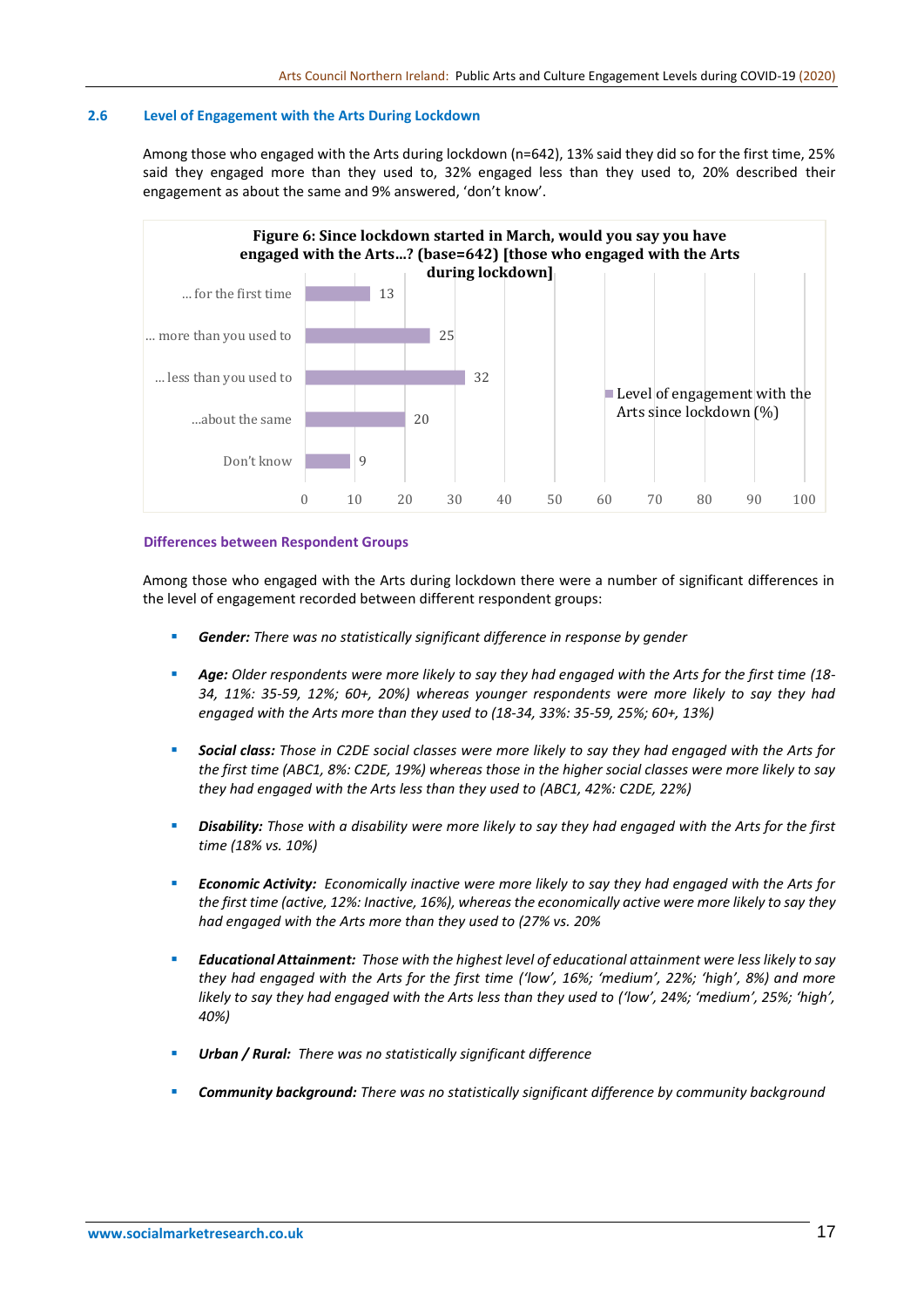## 2.6 Level of Engagement with the Arts During Lockdown

Among those who engaged with the Arts during lockdown (n=642), 13% said they did so for the first time, 25% said they engaged more than they used to, 32% engaged less than they used to, 20% described their engagement as about the same and 9% answered, 'don't know'.

**Figure 6: Since lockdown started in March, would you say you have engaged with the Arts...? (base=642) [those who engaged with the Arts during lockdown]**

| | Level of engagement with the Arts since lockdown (%) |
|---|---|
| ... for the first time | 13 |
| ... more than you used to | 25 |
| ... less than you used to | 32 |
| ...about the same | 20 |
| Don't know | 9 |

### Differences between Respondent Groups

Among those who engaged with the Arts during lockdown there were a number of significant differences in the level of engagement recorded between different respondent groups:

- ***Gender:*** *There was no statistically significant difference in response by gender*
- ***Age:*** *Older respondents were more likely to say they had engaged with the Arts for the first time (18-34, 11%: 35-59, 12%; 60+, 20%) whereas younger respondents were more likely to say they had engaged with the Arts more than they used to (18-34, 33%: 35-59, 25%; 60+, 13%)*
- ***Social class:*** *Those in C2DE social classes were more likely to say they had engaged with the Arts for the first time (ABC1, 8%: C2DE, 19%) whereas those in the higher social classes were more likely to say they had engaged with the Arts less than they used to (ABC1, 42%: C2DE, 22%)*
- ***Disability:*** *Those with a disability were more likely to say they had engaged with the Arts for the first time (18% vs. 10%)*
- ***Economic Activity:*** *Economically inactive were more likely to say they had engaged with the Arts for the first time (active, 12%: Inactive, 16%), whereas the economically active were more likely to say they had engaged with the Arts more than they used to (27% vs. 20%*
- ***Educational Attainment:*** *Those with the highest level of educational attainment were less likely to say they had engaged with the Arts for the first time ('low', 16%; 'medium', 22%; 'high', 8%) and more likely to say they had engaged with the Arts less than they used to ('low', 24%; 'medium', 25%; 'high', 40%)*
- ***Urban / Rural:*** *There was no statistically significant difference*
- ***Community background:*** *There was no statistically significant difference by community background*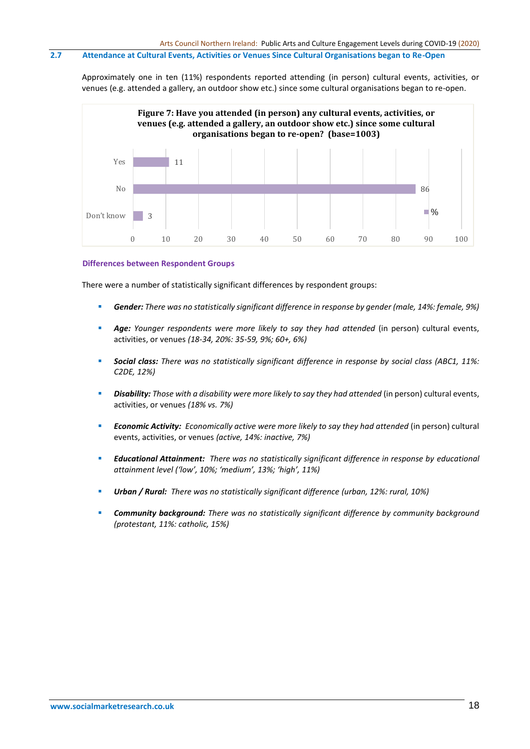## 2.7 Attendance at Cultural Events, Activities or Venues Since Cultural Organisations began to Re-Open

Approximately one in ten (11%) respondents reported attending (in person) cultural events, activities, or venues (e.g. attended a gallery, an outdoor show etc.) since some cultural organisations began to re-open.

**Figure 7: Have you attended (in person) any cultural events, activities, or venues (e.g. attended a gallery, an outdoor show etc.) since some cultural organisations began to re-open? (base=1003)**

| | % |
|---|---|
| Yes | 11 |
| No | 86 |
| Don't know | 3 |

### Differences between Respondent Groups

There were a number of statistically significant differences by respondent groups:

- ***Gender:*** *There was no statistically significant difference in response by gender (male, 14%: female, 9%)*
- ***Age:*** *Younger respondents were more likely to say they had attended* (in person) cultural events, activities, or venues *(18-34, 20%: 35-59, 9%; 60+, 6%)*
- ***Social class:*** *There was no statistically significant difference in response by social class (ABC1, 11%: C2DE, 12%)*
- ***Disability:*** *Those with a disability were more likely to say they had attended* (in person) cultural events, activities, or venues *(18% vs. 7%)*
- ***Economic Activity:*** *Economically active were more likely to say they had attended* (in person) cultural events, activities, or venues *(active, 14%: inactive, 7%)*
- ***Educational Attainment:*** *There was no statistically significant difference in response by educational attainment level ('low', 10%; 'medium', 13%; 'high', 11%)*
- ***Urban / Rural:*** *There was no statistically significant difference (urban, 12%: rural, 10%)*
- ***Community background:*** *There was no statistically significant difference by community background (protestant, 11%: catholic, 15%)*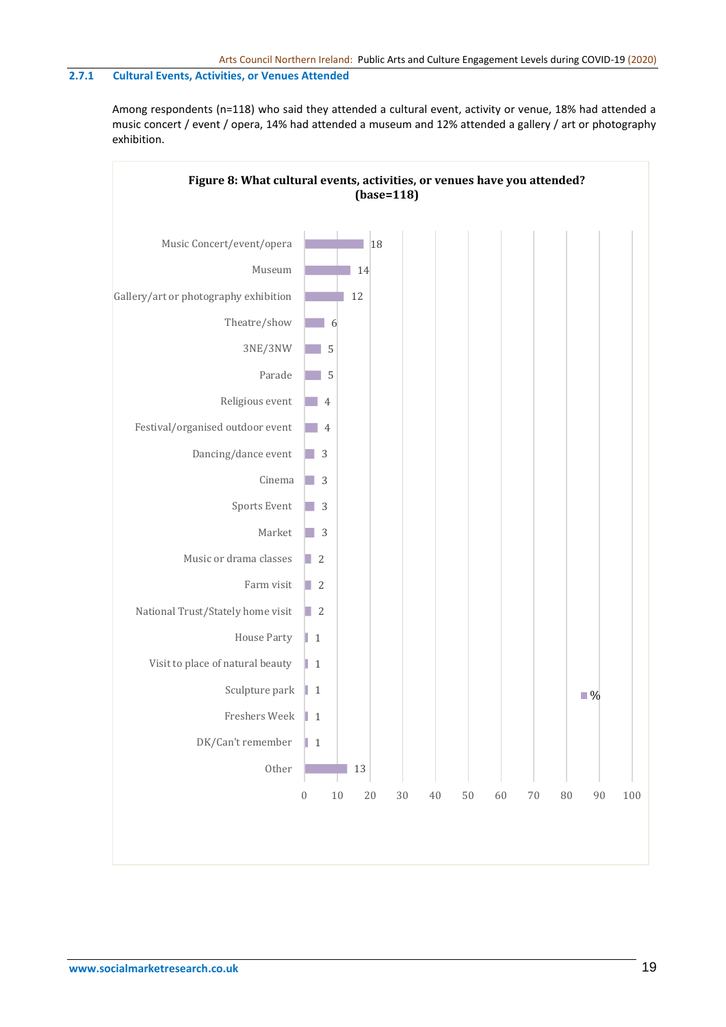### 2.7.1 Cultural Events, Activities, or Venues Attended

Among respondents (n=118) who said they attended a cultural event, activity or venue, 18% had attended a music concert / event / opera, 14% had attended a museum and 12% attended a gallery / art or photography exhibition.

**Figure 8: What cultural events, activities, or venues have you attended? (base=118)**

| Event / activity / venue | % |
|---|---|
| Music Concert/event/opera | 18 |
| Museum | 14 |
| Gallery/art or photography exhibition | 12 |
| Theatre/show | 6 |
| 3NE/3NW | 5 |
| Parade | 5 |
| Religious event | 4 |
| Festival/organised outdoor event | 4 |
| Dancing/dance event | 3 |
| Cinema | 3 |
| Sports Event | 3 |
| Market | 3 |
| Music or drama classes | 2 |
| Farm visit | 2 |
| National Trust/Stately home visit | 2 |
| House Party | 1 |
| Visit to place of natural beauty | 1 |
| Sculpture park | 1 |
| Freshers Week | 1 |
| DK/Can't remember | 1 |
| Other | 13 |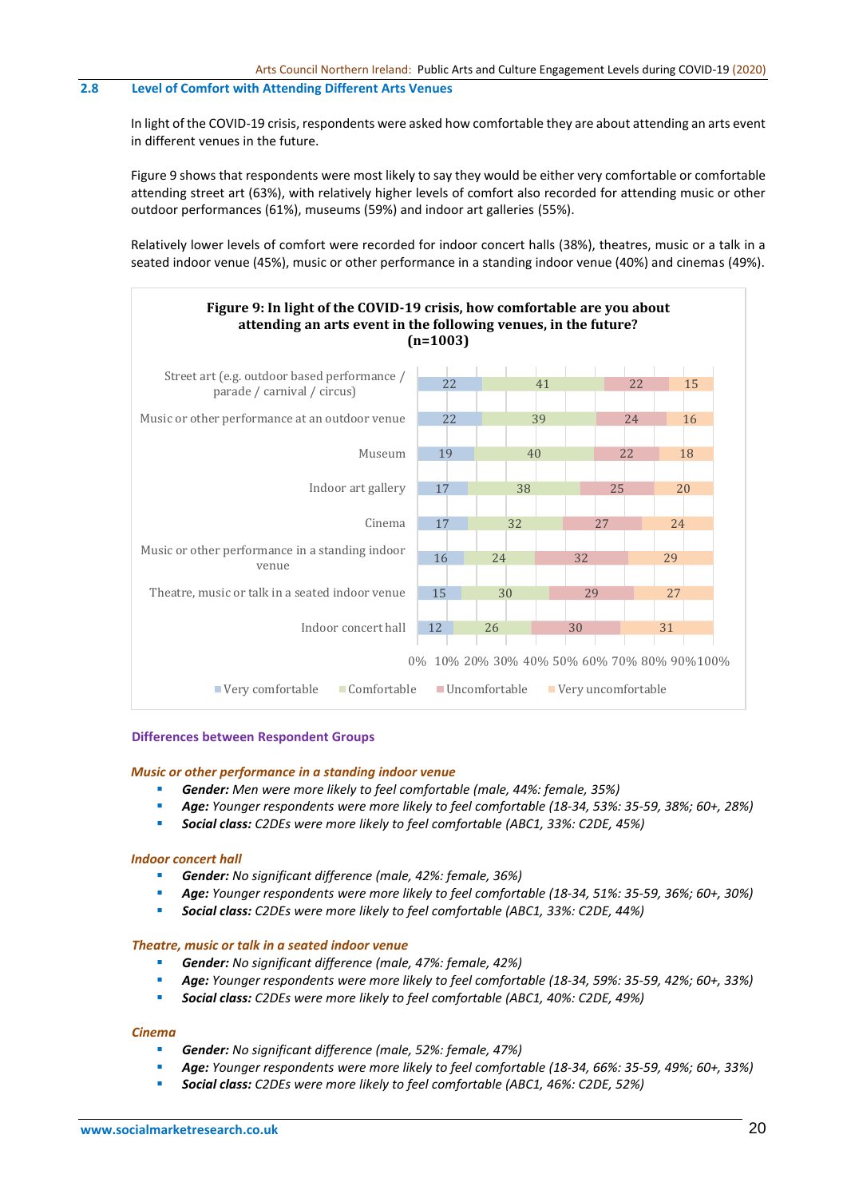## 2.8 Level of Comfort with Attending Different Arts Venues

In light of the COVID-19 crisis, respondents were asked how comfortable they are about attending an arts event in different venues in the future.

Figure 9 shows that respondents were most likely to say they would be either very comfortable or comfortable attending street art (63%), with relatively higher levels of comfort also recorded for attending music or other outdoor performances (61%), museums (59%) and indoor art galleries (55%).

Relatively lower levels of comfort were recorded for indoor concert halls (38%), theatres, music or a talk in a seated indoor venue (45%), music or other performance in a standing indoor venue (40%) and cinemas (49%).

**Figure 9: In light of the COVID-19 crisis, how comfortable are you about attending an arts event in the following venues, in the future? (n=1003)**

| Venue | Very comfortable | Comfortable | Uncomfortable | Very uncomfortable |
|---|---|---|---|---|
| Street art (e.g. outdoor based performance / parade / carnival / circus) | 22 | 41 | 22 | 15 |
| Music or other performance at an outdoor venue | 22 | 39 | 24 | 16 |
| Museum | 19 | 40 | 22 | 18 |
| Indoor art gallery | 17 | 38 | 25 | 20 |
| Cinema | 17 | 32 | 27 | 24 |
| Music or other performance in a standing indoor venue | 16 | 24 | 32 | 29 |
| Theatre, music or talk in a seated indoor venue | 15 | 30 | 29 | 27 |
| Indoor concert hall | 12 | 26 | 30 | 31 |

### Differences between Respondent Groups

***Music or other performance in a standing indoor venue***

- ***Gender:*** *Men were more likely to feel comfortable (male, 44%: female, 35%)*
- ***Age:*** *Younger respondents were more likely to feel comfortable (18-34, 53%: 35-59, 38%; 60+, 28%)*
- ***Social class:*** *C2DEs were more likely to feel comfortable (ABC1, 33%: C2DE, 45%)*

***Indoor concert hall***

- ***Gender:*** *No significant difference (male, 42%: female, 36%)*
- ***Age:*** *Younger respondents were more likely to feel comfortable (18-34, 51%: 35-59, 36%; 60+, 30%)*
- ***Social class:*** *C2DEs were more likely to feel comfortable (ABC1, 33%: C2DE, 44%)*

***Theatre, music or talk in a seated indoor venue***

- ***Gender:*** *No significant difference (male, 47%: female, 42%)*
- ***Age:*** *Younger respondents were more likely to feel comfortable (18-34, 59%: 35-59, 42%; 60+, 33%)*
- ***Social class:*** *C2DEs were more likely to feel comfortable (ABC1, 40%: C2DE, 49%)*

***Cinema***

- ***Gender:*** *No significant difference (male, 52%: female, 47%)*
- ***Age:*** *Younger respondents were more likely to feel comfortable (18-34, 66%: 35-59, 49%; 60+, 33%)*
- ***Social class:*** *C2DEs were more likely to feel comfortable (ABC1, 46%: C2DE, 52%)*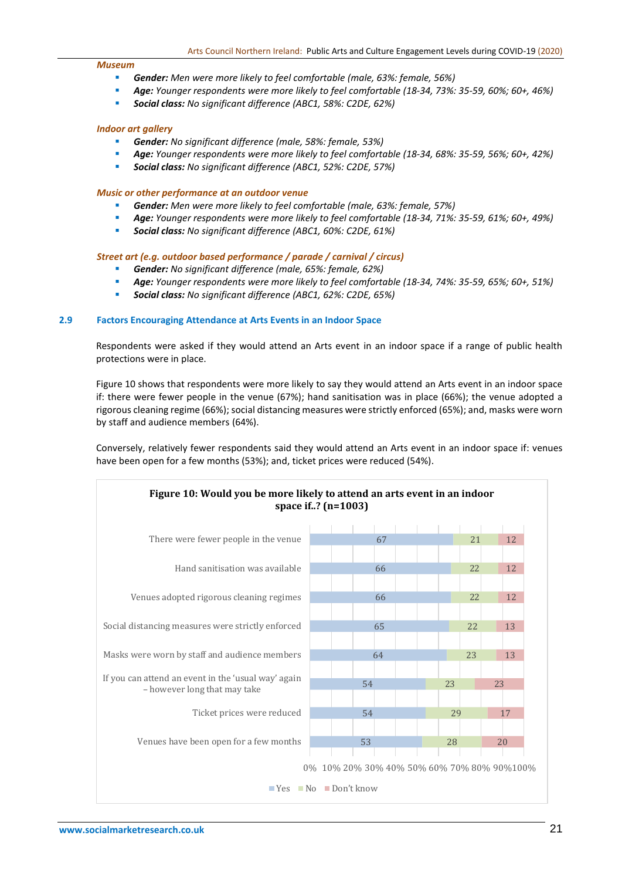*Museum*

- ***Gender:*** *Men were more likely to feel comfortable (male, 63%: female, 56%)*
- ***Age:*** *Younger respondents were more likely to feel comfortable (18-34, 73%: 35-59, 60%; 60+, 46%)*
- ***Social class:*** *No significant difference (ABC1, 58%: C2DE, 62%)*

*Indoor art gallery*

- ***Gender:*** *No significant difference (male, 58%: female, 53%)*
- ***Age:*** *Younger respondents were more likely to feel comfortable (18-34, 68%: 35-59, 56%; 60+, 42%)*
- ***Social class:*** *No significant difference (ABC1, 52%: C2DE, 57%)*

*Music or other performance at an outdoor venue*

- ***Gender:*** *Men were more likely to feel comfortable (male, 63%: female, 57%)*
- ***Age:*** *Younger respondents were more likely to feel comfortable (18-34, 71%: 35-59, 61%; 60+, 49%)*
- ***Social class:*** *No significant difference (ABC1, 60%: C2DE, 61%)*

*Street art (e.g. outdoor based performance / parade / carnival / circus)*

- ***Gender:*** *No significant difference (male, 65%: female, 62%)*
- ***Age:*** *Younger respondents were more likely to feel comfortable (18-34, 74%: 35-59, 65%; 60+, 51%)*
- ***Social class:*** *No significant difference (ABC1, 62%: C2DE, 65%)*

## 2.9 Factors Encouraging Attendance at Arts Events in an Indoor Space

Respondents were asked if they would attend an Arts event in an indoor space if a range of public health protections were in place.

Figure 10 shows that respondents were more likely to say they would attend an Arts event in an indoor space if: there were fewer people in the venue (67%); hand sanitisation was in place (66%); the venue adopted a rigorous cleaning regime (66%); social distancing measures were strictly enforced (65%); and, masks were worn by staff and audience members (64%).

Conversely, relatively fewer respondents said they would attend an Arts event in an indoor space if: venues have been open for a few months (53%); and, ticket prices were reduced (54%).

**Figure 10: Would you be more likely to attend an arts event in an indoor space if..? (n=1003)**

| | Yes | No | Don't know |
|---|---|---|---|
| There were fewer people in the venue | 67 | 21 | 12 |
| Hand sanitisation was available | 66 | 22 | 12 |
| Venues adopted rigorous cleaning regimes | 66 | 22 | 12 |
| Social distancing measures were strictly enforced | 65 | 22 | 13 |
| Masks were worn by staff and audience members | 64 | 23 | 13 |
| If you can attend an event in the 'usual way' again – however long that may take | 54 | 23 | 23 |
| Ticket prices were reduced | 54 | 29 | 17 |
| Venues have been open for a few months | 53 | 28 | 20 |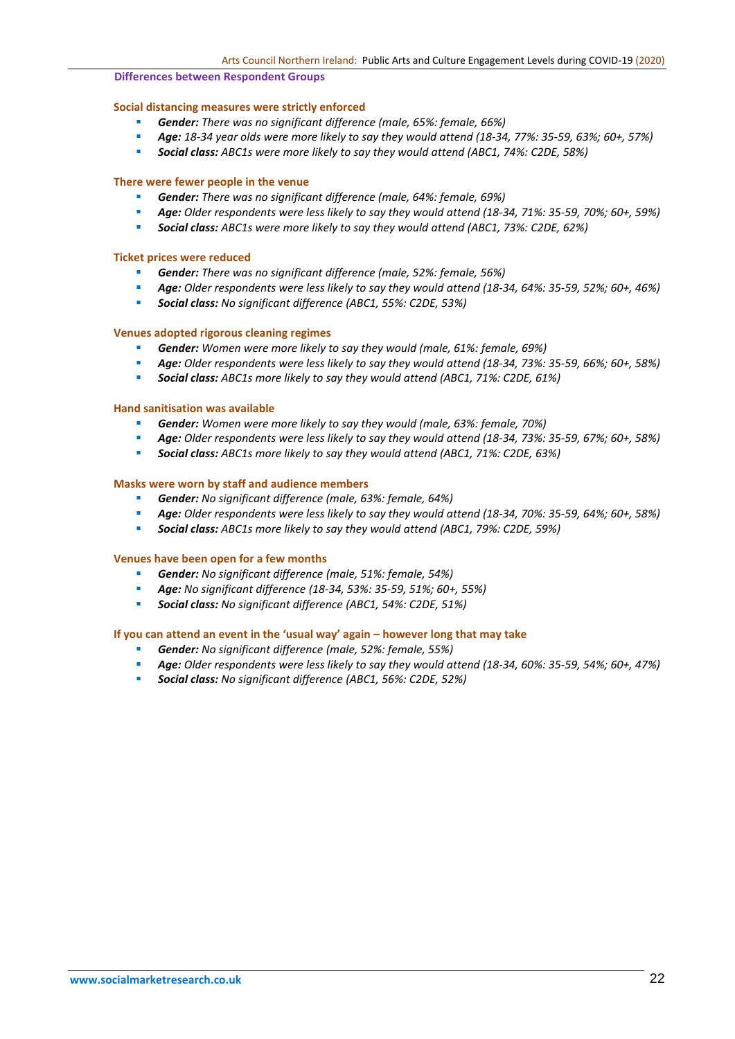### Differences between Respondent Groups

#### Social distancing measures were strictly enforced

- ***Gender:*** *There was no significant difference (male, 65%: female, 66%)*
- ***Age:*** *18-34 year olds were more likely to say they would attend (18-34, 77%: 35-59, 63%; 60+, 57%)*
- ***Social class:*** *ABC1s were more likely to say they would attend (ABC1, 74%: C2DE, 58%)*

#### There were fewer people in the venue

- ***Gender:*** *There was no significant difference (male, 64%: female, 69%)*
- ***Age:*** *Older respondents were less likely to say they would attend (18-34, 71%: 35-59, 70%; 60+, 59%)*
- ***Social class:*** *ABC1s were more likely to say they would attend (ABC1, 73%: C2DE, 62%)*

#### Ticket prices were reduced

- ***Gender:*** *There was no significant difference (male, 52%: female, 56%)*
- ***Age:*** *Older respondents were less likely to say they would attend (18-34, 64%: 35-59, 52%; 60+, 46%)*
- ***Social class:*** *No significant difference (ABC1, 55%: C2DE, 53%)*

#### Venues adopted rigorous cleaning regimes

- ***Gender:*** *Women were more likely to say they would (male, 61%: female, 69%)*
- ***Age:*** *Older respondents were less likely to say they would attend (18-34, 73%: 35-59, 66%; 60+, 58%)*
- ***Social class:*** *ABC1s more likely to say they would attend (ABC1, 71%: C2DE, 61%)*

#### Hand sanitisation was available

- ***Gender:*** *Women were more likely to say they would (male, 63%: female, 70%)*
- ***Age:*** *Older respondents were less likely to say they would attend (18-34, 73%: 35-59, 67%; 60+, 58%)*
- ***Social class:*** *ABC1s more likely to say they would attend (ABC1, 71%: C2DE, 63%)*

#### Masks were worn by staff and audience members

- ***Gender:*** *No significant difference (male, 63%: female, 64%)*
- ***Age:*** *Older respondents were less likely to say they would attend (18-34, 70%: 35-59, 64%; 60+, 58%)*
- ***Social class:*** *ABC1s more likely to say they would attend (ABC1, 79%: C2DE, 59%)*

#### Venues have been open for a few months

- ***Gender:*** *No significant difference (male, 51%: female, 54%)*
- ***Age:*** *No significant difference (18-34, 53%: 35-59, 51%; 60+, 55%)*
- ***Social class:*** *No significant difference (ABC1, 54%: C2DE, 51%)*

#### If you can attend an event in the 'usual way' again – however long that may take

- ***Gender:*** *No significant difference (male, 52%: female, 55%)*
- ***Age:*** *Older respondents were less likely to say they would attend (18-34, 60%: 35-59, 54%; 60+, 47%)*
- ***Social class:*** *No significant difference (ABC1, 56%: C2DE, 52%)*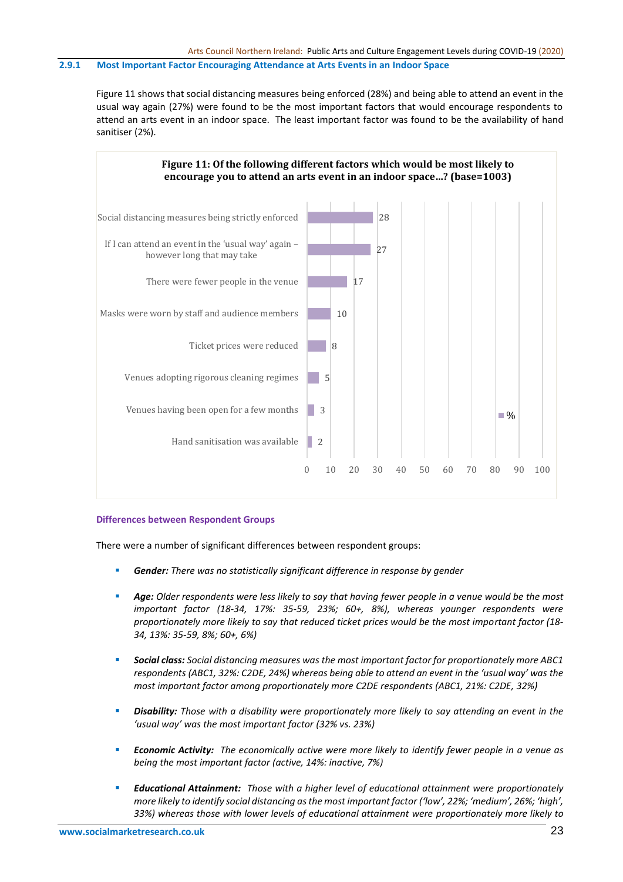### 2.9.1 Most Important Factor Encouraging Attendance at Arts Events in an Indoor Space

Figure 11 shows that social distancing measures being enforced (28%) and being able to attend an event in the usual way again (27%) were found to be the most important factors that would encourage respondents to attend an arts event in an indoor space. The least important factor was found to be the availability of hand sanitiser (2%).

**Figure 11: Of the following different factors which would be most likely to encourage you to attend an arts event in an indoor space…? (base=1003)**

| Factor | % |
|---|---|
| Social distancing measures being strictly enforced | 28 |
| If I can attend an event in the 'usual way' again – however long that may take | 27 |
| There were fewer people in the venue | 17 |
| Masks were worn by staff and audience members | 10 |
| Ticket prices were reduced | 8 |
| Venues adopting rigorous cleaning regimes | 5 |
| Venues having been open for a few months | 3 |
| Hand sanitisation was available | 2 |

#### Differences between Respondent Groups

There were a number of significant differences between respondent groups:

- ***Gender:*** *There was no statistically significant difference in response by gender*
- ***Age:*** *Older respondents were less likely to say that having fewer people in a venue would be the most important factor (18-34, 17%: 35-59, 23%; 60+, 8%), whereas younger respondents were proportionately more likely to say that reduced ticket prices would be the most important factor (18-34, 13%: 35-59, 8%; 60+, 6%)*
- ***Social class:*** *Social distancing measures was the most important factor for proportionately more ABC1 respondents (ABC1, 32%: C2DE, 24%) whereas being able to attend an event in the 'usual way' was the most important factor among proportionately more C2DE respondents (ABC1, 21%: C2DE, 32%)*
- ***Disability:*** *Those with a disability were proportionately more likely to say attending an event in the 'usual way' was the most important factor (32% vs. 23%)*
- ***Economic Activity:*** *The economically active were more likely to identify fewer people in a venue as being the most important factor (active, 14%: inactive, 7%)*
- ***Educational Attainment:*** *Those with a higher level of educational attainment were proportionately more likely to identify social distancing as the most important factor ('low', 22%; 'medium', 26%; 'high', 33%) whereas those with lower levels of educational attainment were proportionately more likely to*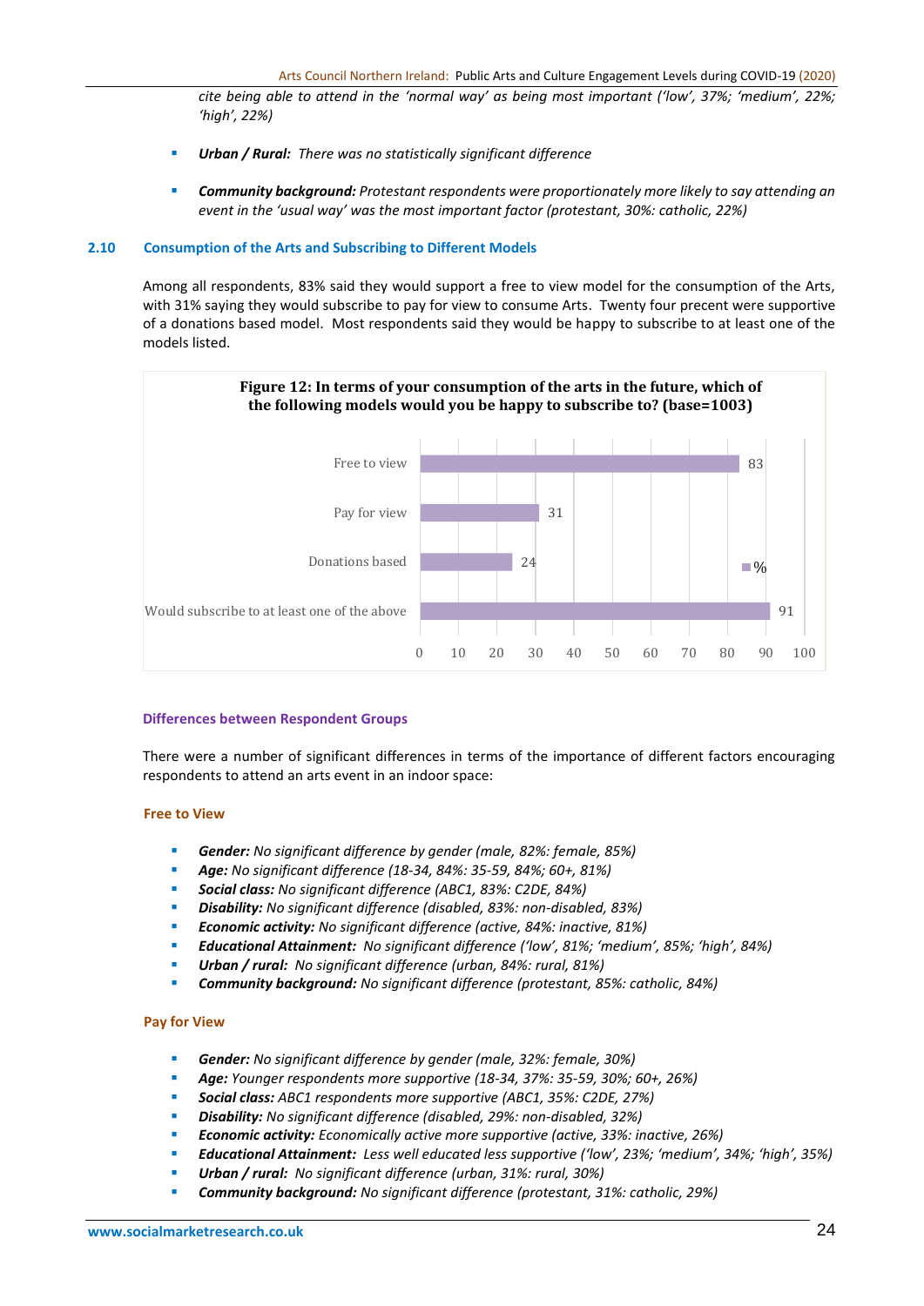*cite being able to attend in the 'normal way' as being most important ('low', 37%; 'medium', 22%; 'high', 22%)*

- ***Urban / Rural:*** *There was no statistically significant difference*
- ***Community background:*** *Protestant respondents were proportionately more likely to say attending an event in the 'usual way' was the most important factor (protestant, 30%: catholic, 22%)*

## 2.10 Consumption of the Arts and Subscribing to Different Models

Among all respondents, 83% said they would support a free to view model for the consumption of the Arts, with 31% saying they would subscribe to pay for view to consume Arts. Twenty four percent were supportive of a donations based model. Most respondents said they would be happy to subscribe to at least one of the models listed.

**Figure 12: In terms of your consumption of the arts in the future, which of the following models would you be happy to subscribe to? (base=1003)**

| Model | % |
|---|---|
| Free to view | 83 |
| Pay for view | 31 |
| Donations based | 24 |
| Would subscribe to at least one of the above | 91 |

### Differences between Respondent Groups

There were a number of significant differences in terms of the importance of different factors encouraging respondents to attend an arts event in an indoor space:

#### Free to View

- ***Gender:*** *No significant difference by gender (male, 82%: female, 85%)*
- ***Age:*** *No significant difference (18-34, 84%: 35-59, 84%; 60+, 81%)*
- ***Social class:*** *No significant difference (ABC1, 83%: C2DE, 84%)*
- ***Disability:*** *No significant difference (disabled, 83%: non-disabled, 83%)*
- ***Economic activity:*** *No significant difference (active, 84%: inactive, 81%)*
- ***Educational Attainment:*** *No significant difference ('low', 81%; 'medium', 85%; 'high', 84%)*
- ***Urban / rural:*** *No significant difference (urban, 84%: rural, 81%)*
- ***Community background:*** *No significant difference (protestant, 85%: catholic, 84%)*

#### Pay for View

- ***Gender:*** *No significant difference by gender (male, 32%: female, 30%)*
- ***Age:*** *Younger respondents more supportive (18-34, 37%: 35-59, 30%; 60+, 26%)*
- ***Social class:*** *ABC1 respondents more supportive (ABC1, 35%: C2DE, 27%)*
- ***Disability:*** *No significant difference (disabled, 29%: non-disabled, 32%)*
- ***Economic activity:*** *Economically active more supportive (active, 33%: inactive, 26%)*
- ***Educational Attainment:*** *Less well educated less supportive ('low', 23%; 'medium', 34%; 'high', 35%)*
- ***Urban / rural:*** *No significant difference (urban, 31%: rural, 30%)*
- ***Community background:*** *No significant difference (protestant, 31%: catholic, 29%)*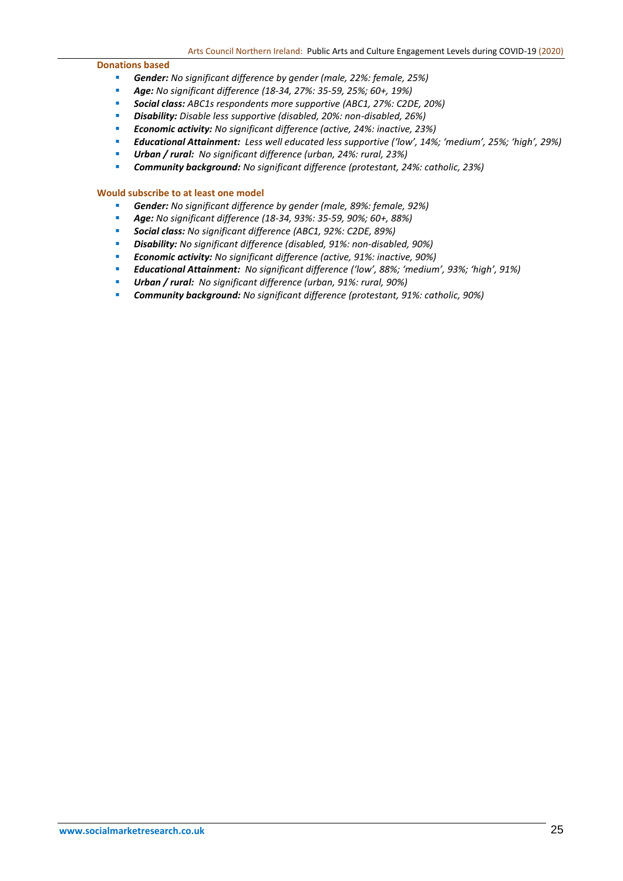**Donations based**

- ***Gender:*** *No significant difference by gender (male, 22%: female, 25%)*
- ***Age:*** *No significant difference (18-34, 27%: 35-59, 25%; 60+, 19%)*
- ***Social class:*** *ABC1s respondents more supportive (ABC1, 27%: C2DE, 20%)*
- ***Disability:*** *Disable less supportive (disabled, 20%: non-disabled, 26%)*
- ***Economic activity:*** *No significant difference (active, 24%: inactive, 23%)*
- ***Educational Attainment:*** *Less well educated less supportive ('low', 14%; 'medium', 25%; 'high', 29%)*
- ***Urban / rural:*** *No significant difference (urban, 24%: rural, 23%)*
- ***Community background:*** *No significant difference (protestant, 24%: catholic, 23%)*

**Would subscribe to at least one model**

- ***Gender:*** *No significant difference by gender (male, 89%: female, 92%)*
- ***Age:*** *No significant difference (18-34, 93%: 35-59, 90%; 60+, 88%)*
- ***Social class:*** *No significant difference (ABC1, 92%: C2DE, 89%)*
- ***Disability:*** *No significant difference (disabled, 91%: non-disabled, 90%)*
- ***Economic activity:*** *No significant difference (active, 91%: inactive, 90%)*
- ***Educational Attainment:*** *No significant difference ('low', 88%; 'medium', 93%; 'high', 91%)*
- ***Urban / rural:*** *No significant difference (urban, 91%: rural, 90%)*
- ***Community background:*** *No significant difference (protestant, 91%: catholic, 90%)*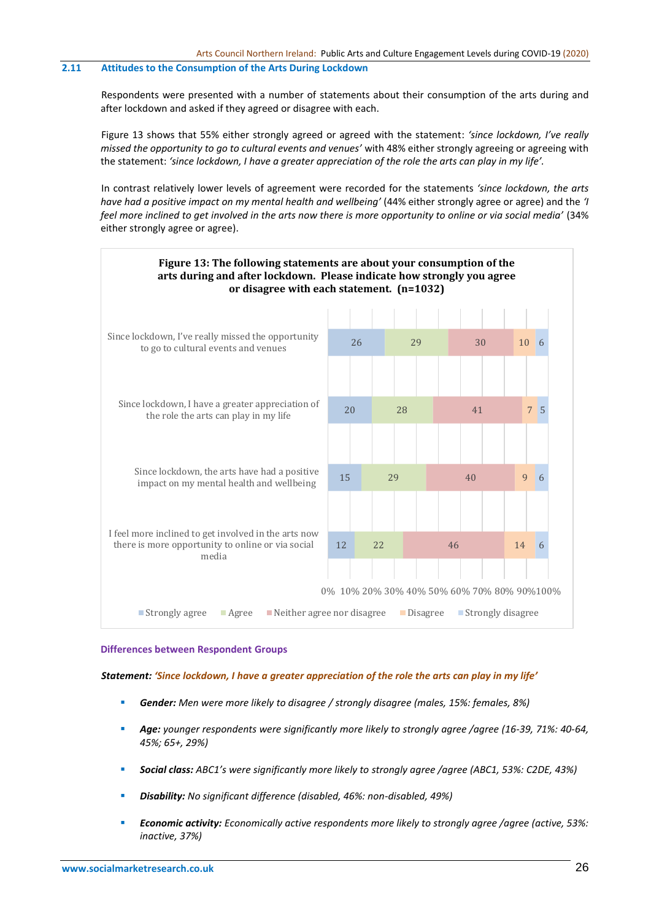## 2.11 Attitudes to the Consumption of the Arts During Lockdown

Respondents were presented with a number of statements about their consumption of the arts during and after lockdown and asked if they agreed or disagree with each.

Figure 13 shows that 55% either strongly agreed or agreed with the statement: *'since lockdown, I've really missed the opportunity to go to cultural events and venues'* with 48% either strongly agreeing or agreeing with the statement: *'since lockdown, I have a greater appreciation of the role the arts can play in my life'*.

In contrast relatively lower levels of agreement were recorded for the statements *'since lockdown, the arts have had a positive impact on my mental health and wellbeing'* (44% either strongly agree or agree) and the *'I feel more inclined to get involved in the arts now there is more opportunity to online or via social media'* (34% either strongly agree or agree).

**Figure 13: The following statements are about your consumption of the arts during and after lockdown. Please indicate how strongly you agree or disagree with each statement. (n=1032)**

| Statement | Strongly agree | Agree | Neither agree nor disagree | Disagree | Strongly disagree |
|---|---|---|---|---|---|
| Since lockdown, I've really missed the opportunity to go to cultural events and venues | 26 | 29 | 30 | 10 | 6 |
| Since lockdown, I have a greater appreciation of the role the arts can play in my life | 20 | 28 | 41 | 7 | 5 |
| Since lockdown, the arts have had a positive impact on my mental health and wellbeing | 15 | 29 | 40 | 9 | 6 |
| I feel more inclined to get involved in the arts now there is more opportunity to online or via social media | 12 | 22 | 46 | 14 | 6 |

### Differences between Respondent Groups

***Statement: 'Since lockdown, I have a greater appreciation of the role the arts can play in my life'***

- ***Gender:*** *Men were more likely to disagree / strongly disagree (males, 15%: females, 8%)*
- ***Age:*** *younger respondents were significantly more likely to strongly agree /agree (16-39, 71%: 40-64, 45%; 65+, 29%)*
- ***Social class:*** *ABC1's were significantly more likely to strongly agree /agree (ABC1, 53%: C2DE, 43%)*
- ***Disability:*** *No significant difference (disabled, 46%: non-disabled, 49%)*
- ***Economic activity:*** *Economically active respondents more likely to strongly agree /agree (active, 53%: inactive, 37%)*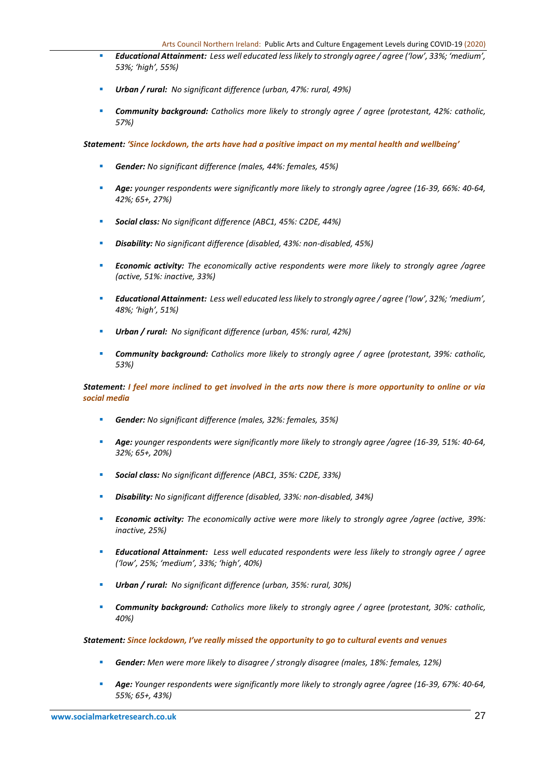- ***Educational Attainment:*** *Less well educated less likely to strongly agree / agree ('low', 33%; 'medium', 53%; 'high', 55%)*

- ***Urban / rural:*** *No significant difference (urban, 47%: rural, 49%)*

- ***Community background:*** *Catholics more likely to strongly agree / agree (protestant, 42%: catholic, 57%)*

***Statement:*** ***'Since lockdown, the arts have had a positive impact on my mental health and wellbeing'***

- ***Gender:*** *No significant difference (males, 44%: females, 45%)*

- ***Age:*** *younger respondents were significantly more likely to strongly agree /agree (16-39, 66%: 40-64, 42%; 65+, 27%)*

- ***Social class:*** *No significant difference (ABC1, 45%: C2DE, 44%)*

- ***Disability:*** *No significant difference (disabled, 43%: non-disabled, 45%)*

- ***Economic activity:*** *The economically active respondents were more likely to strongly agree /agree (active, 51%: inactive, 33%)*

- ***Educational Attainment:*** *Less well educated less likely to strongly agree / agree ('low', 32%; 'medium', 48%; 'high', 51%)*

- ***Urban / rural:*** *No significant difference (urban, 45%: rural, 42%)*

- ***Community background:*** *Catholics more likely to strongly agree / agree (protestant, 39%: catholic, 53%)*

***Statement:*** ***I feel more inclined to get involved in the arts now there is more opportunity to online or via social media***

- ***Gender:*** *No significant difference (males, 32%: females, 35%)*

- ***Age:*** *younger respondents were significantly more likely to strongly agree /agree (16-39, 51%: 40-64, 32%; 65+, 20%)*

- ***Social class:*** *No significant difference (ABC1, 35%: C2DE, 33%)*

- ***Disability:*** *No significant difference (disabled, 33%: non-disabled, 34%)*

- ***Economic activity:*** *The economically active were more likely to strongly agree /agree (active, 39%: inactive, 25%)*

- ***Educational Attainment:*** *Less well educated respondents were less likely to strongly agree / agree ('low', 25%; 'medium', 33%; 'high', 40%)*

- ***Urban / rural:*** *No significant difference (urban, 35%: rural, 30%)*

- ***Community background:*** *Catholics more likely to strongly agree / agree (protestant, 30%: catholic, 40%)*

***Statement:*** ***Since lockdown, I've really missed the opportunity to go to cultural events and venues***

- ***Gender:*** *Men were more likely to disagree / strongly disagree (males, 18%: females, 12%)*

- ***Age:*** *Younger respondents were significantly more likely to strongly agree /agree (16-39, 67%: 40-64, 55%; 65+, 43%)*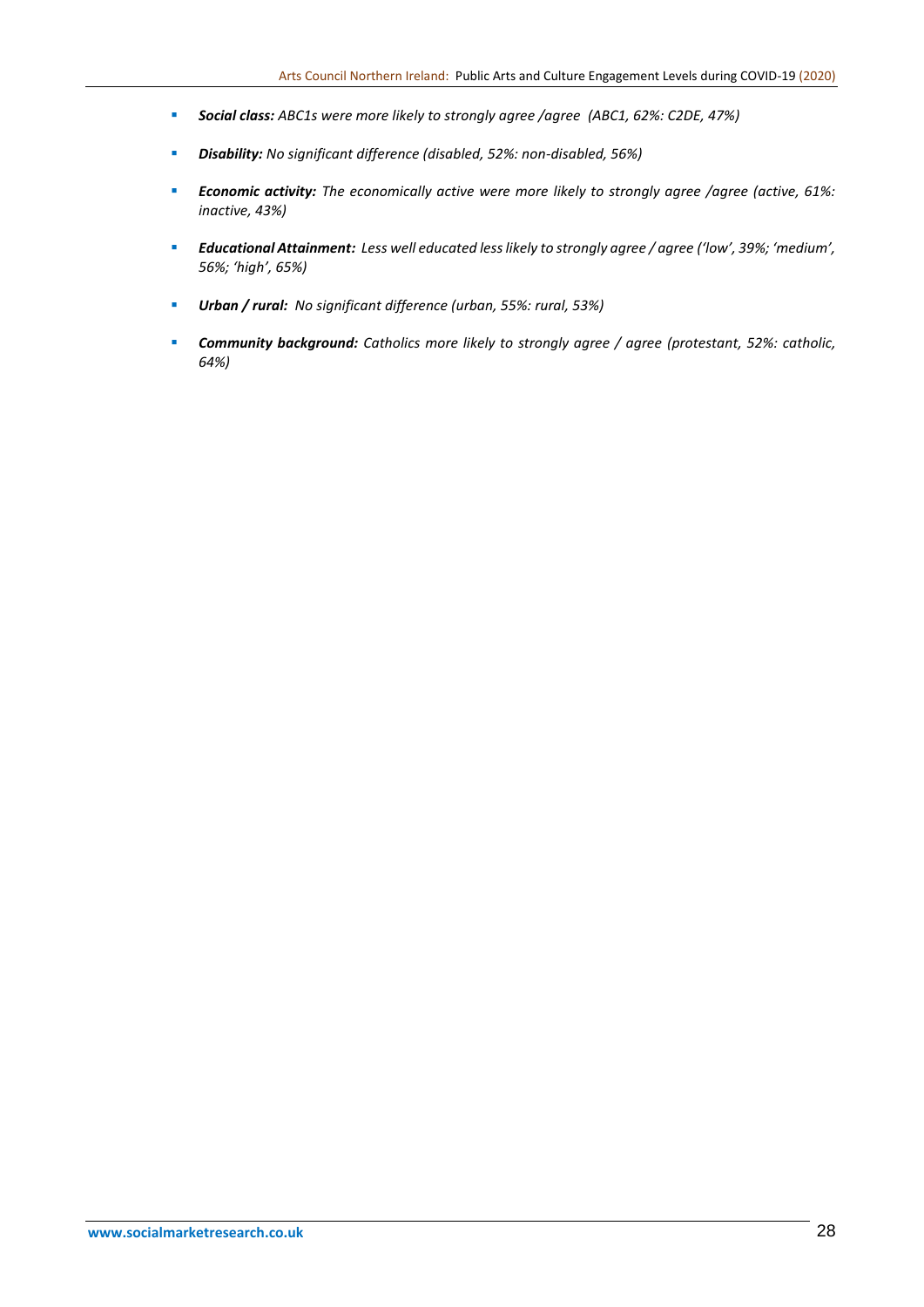- ***Social class:*** *ABC1s were more likely to strongly agree /agree (ABC1, 62%: C2DE, 47%)*
- ***Disability:*** *No significant difference (disabled, 52%: non-disabled, 56%)*
- ***Economic activity:*** *The economically active were more likely to strongly agree /agree (active, 61%: inactive, 43%)*
- ***Educational Attainment:*** *Less well educated less likely to strongly agree / agree ('low', 39%; 'medium', 56%; 'high', 65%)*
- ***Urban / rural:*** *No significant difference (urban, 55%: rural, 53%)*
- ***Community background:*** *Catholics more likely to strongly agree / agree (protestant, 52%: catholic, 64%)*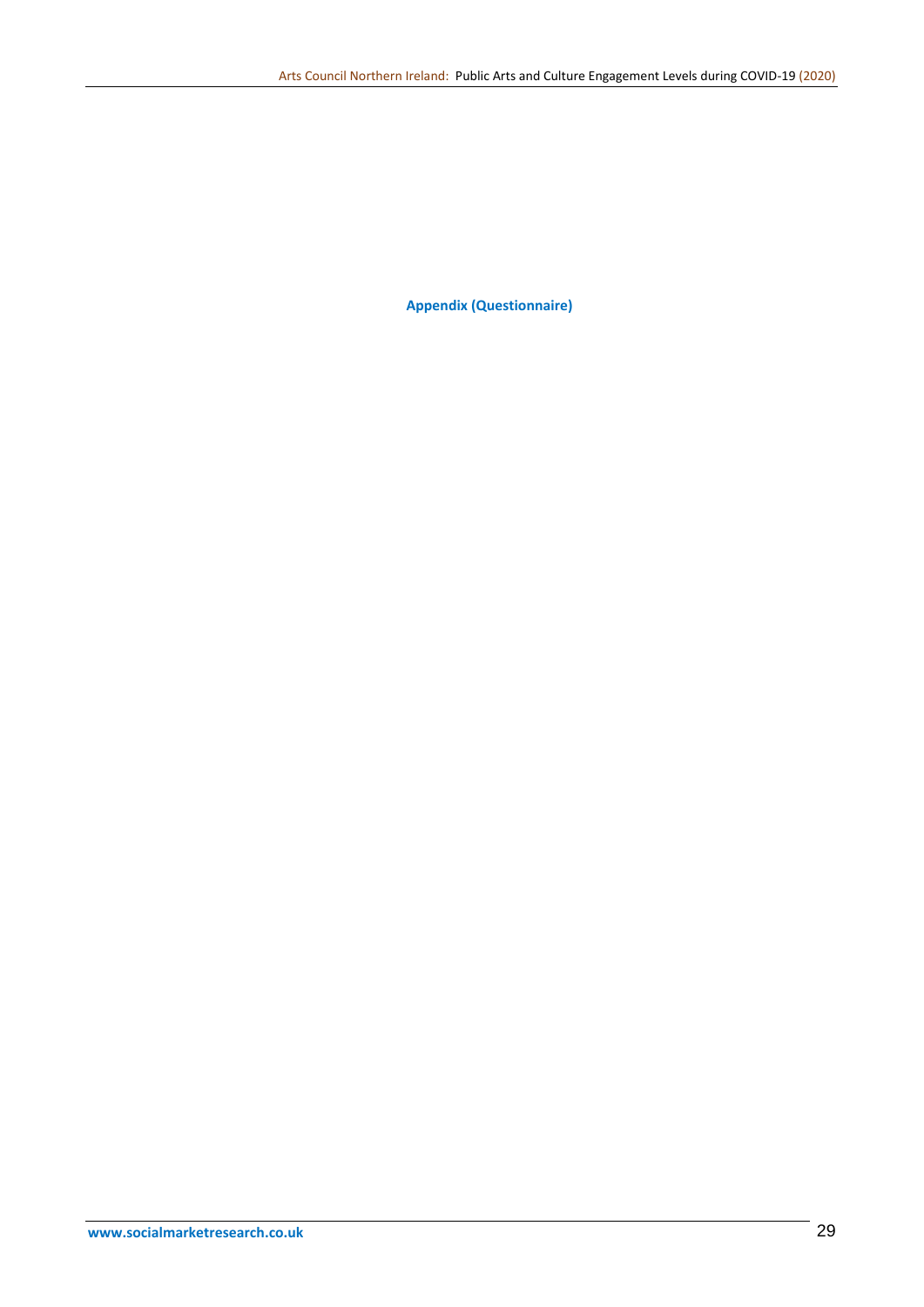# Appendix (Questionnaire)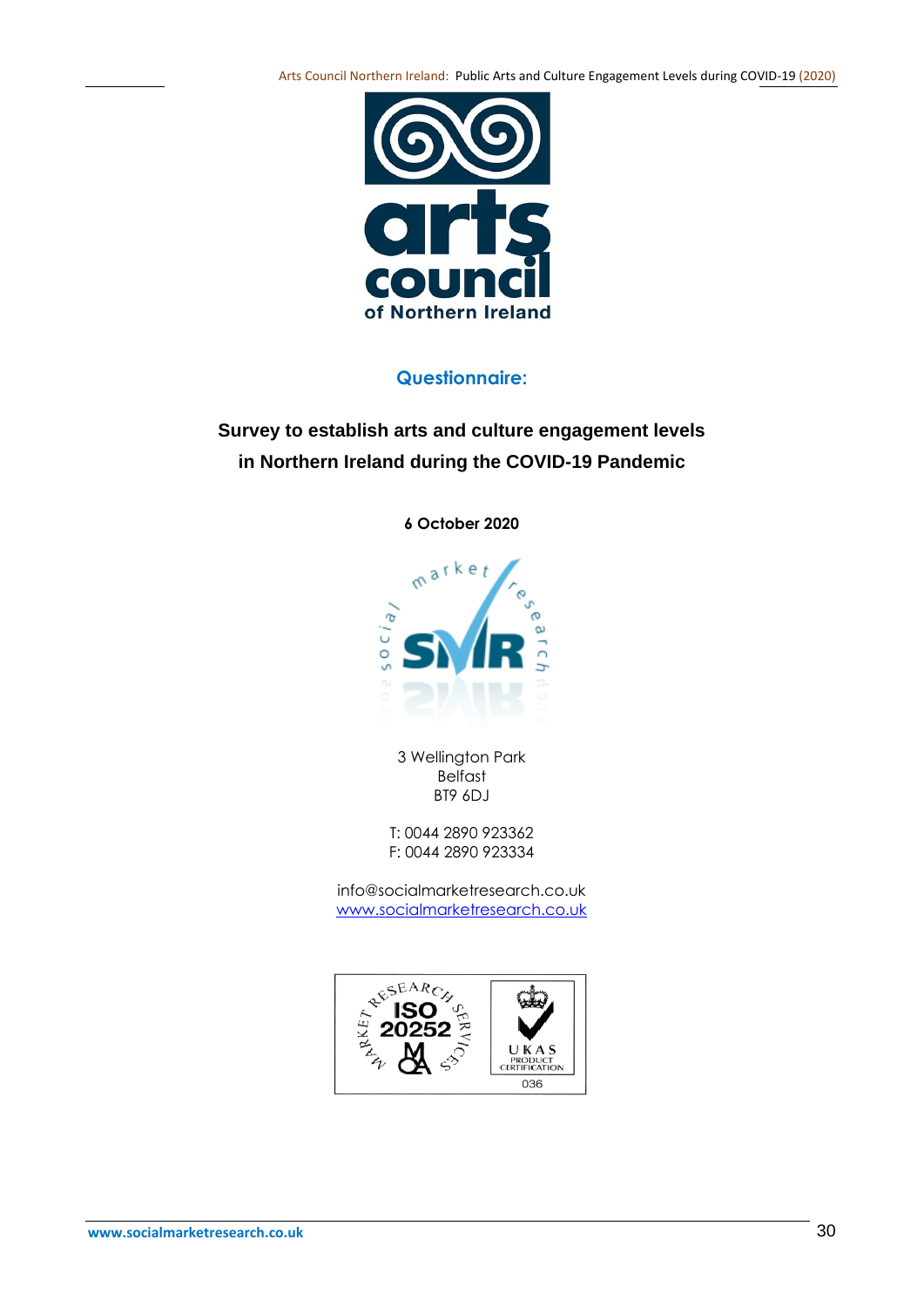## Questionnaire:

**Survey to establish arts and culture engagement levels in Northern Ireland during the COVID-19 Pandemic**

**6 October 2020**

3 Wellington Park
Belfast
BT9 6DJ

T: 0044 2890 923362
F: 0044 2890 923334

info@socialmarketresearch.co.uk
www.socialmarketresearch.co.uk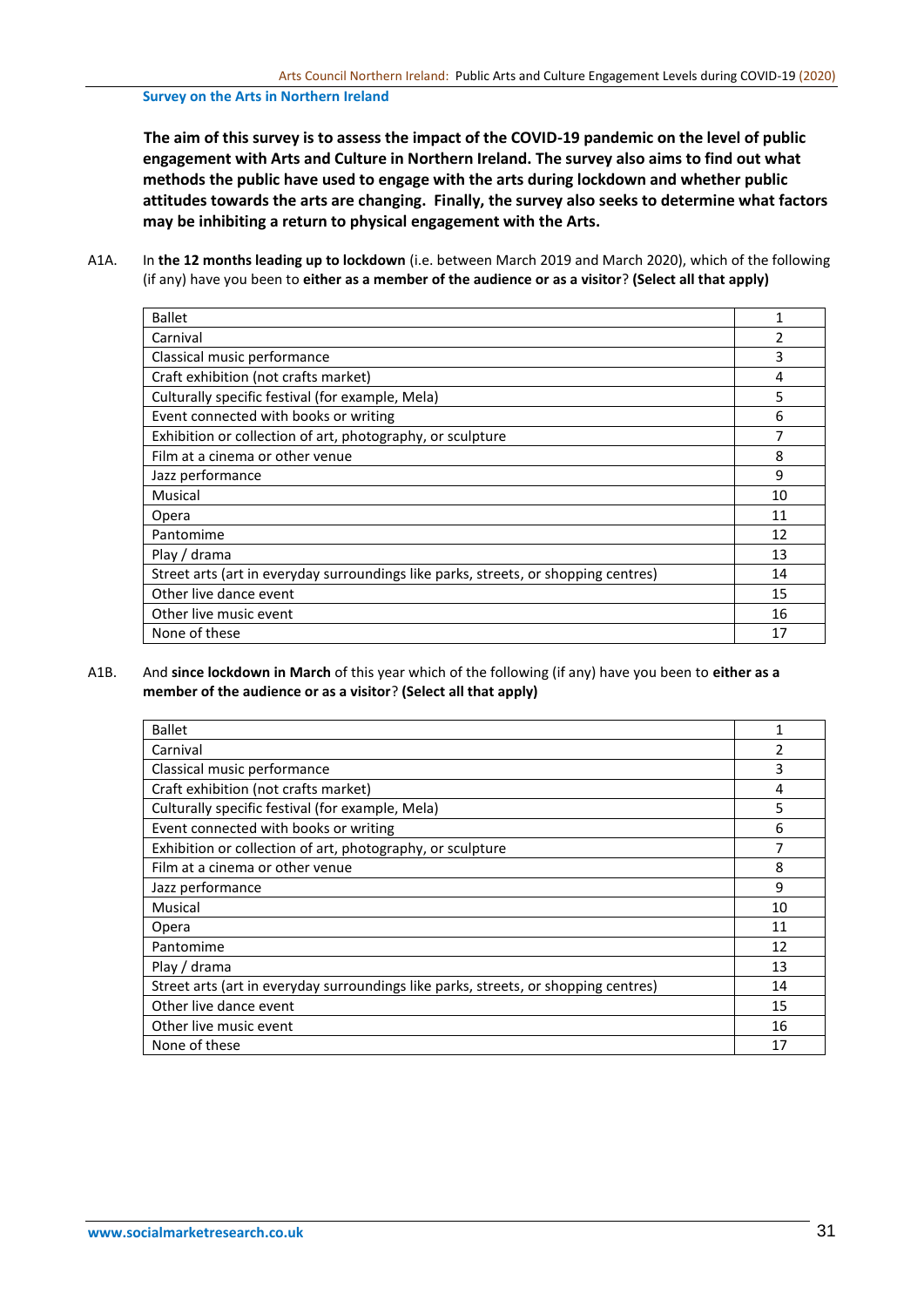**Survey on the Arts in Northern Ireland**

**The aim of this survey is to assess the impact of the COVID-19 pandemic on the level of public engagement with Arts and Culture in Northern Ireland. The survey also aims to find out what methods the public have used to engage with the arts during lockdown and whether public attitudes towards the arts are changing. Finally, the survey also seeks to determine what factors may be inhibiting a return to physical engagement with the Arts.**

A1A. In **the 12 months leading up to lockdown** (i.e. between March 2019 and March 2020), which of the following (if any) have you been to **either as a member of the audience or as a visitor**? **(Select all that apply)**

| | |
|---|---|
| Ballet | 1 |
| Carnival | 2 |
| Classical music performance | 3 |
| Craft exhibition (not crafts market) | 4 |
| Culturally specific festival (for example, Mela) | 5 |
| Event connected with books or writing | 6 |
| Exhibition or collection of art, photography, or sculpture | 7 |
| Film at a cinema or other venue | 8 |
| Jazz performance | 9 |
| Musical | 10 |
| Opera | 11 |
| Pantomime | 12 |
| Play / drama | 13 |
| Street arts (art in everyday surroundings like parks, streets, or shopping centres) | 14 |
| Other live dance event | 15 |
| Other live music event | 16 |
| None of these | 17 |

A1B. And **since lockdown in March** of this year which of the following (if any) have you been to **either as a member of the audience or as a visitor**? **(Select all that apply)**

| | |
|---|---|
| Ballet | 1 |
| Carnival | 2 |
| Classical music performance | 3 |
| Craft exhibition (not crafts market) | 4 |
| Culturally specific festival (for example, Mela) | 5 |
| Event connected with books or writing | 6 |
| Exhibition or collection of art, photography, or sculpture | 7 |
| Film at a cinema or other venue | 8 |
| Jazz performance | 9 |
| Musical | 10 |
| Opera | 11 |
| Pantomime | 12 |
| Play / drama | 13 |
| Street arts (art in everyday surroundings like parks, streets, or shopping centres) | 14 |
| Other live dance event | 15 |
| Other live music event | 16 |
| None of these | 17 |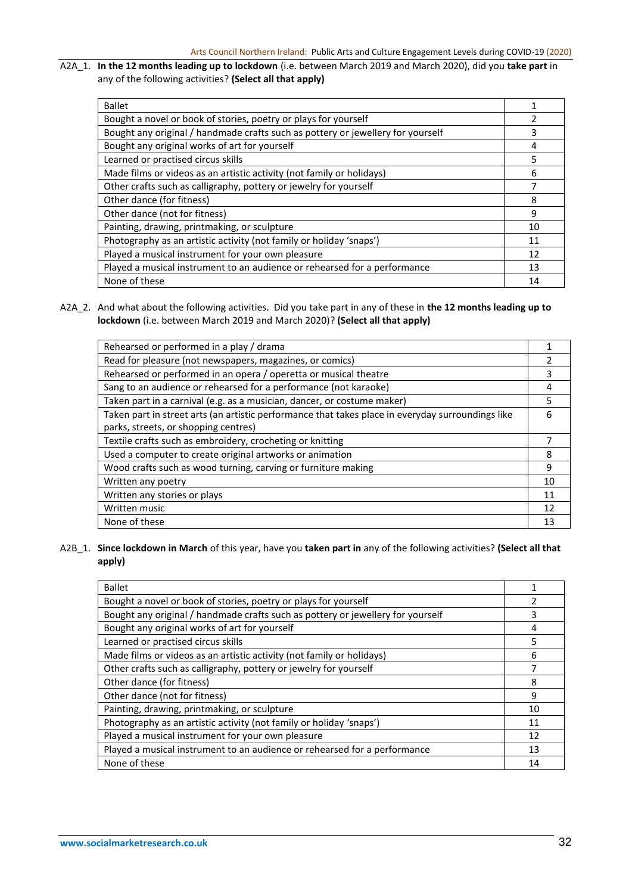A2A_1. **In the 12 months leading up to lockdown** (i.e. between March 2019 and March 2020), did you **take part** in any of the following activities? **(Select all that apply)**

| | |
|---|---|
| Ballet | 1 |
| Bought a novel or book of stories, poetry or plays for yourself | 2 |
| Bought any original / handmade crafts such as pottery or jewellery for yourself | 3 |
| Bought any original works of art for yourself | 4 |
| Learned or practised circus skills | 5 |
| Made films or videos as an artistic activity (not family or holidays) | 6 |
| Other crafts such as calligraphy, pottery or jewelry for yourself | 7 |
| Other dance (for fitness) | 8 |
| Other dance (not for fitness) | 9 |
| Painting, drawing, printmaking, or sculpture | 10 |
| Photography as an artistic activity (not family or holiday 'snaps') | 11 |
| Played a musical instrument for your own pleasure | 12 |
| Played a musical instrument to an audience or rehearsed for a performance | 13 |
| None of these | 14 |

A2A_2. And what about the following activities. Did you take part in any of these in **the 12 months leading up to lockdown** (i.e. between March 2019 and March 2020)? **(Select all that apply)**

| | |
|---|---|
| Rehearsed or performed in a play / drama | 1 |
| Read for pleasure (not newspapers, magazines, or comics) | 2 |
| Rehearsed or performed in an opera / operetta or musical theatre | 3 |
| Sang to an audience or rehearsed for a performance (not karaoke) | 4 |
| Taken part in a carnival (e.g. as a musician, dancer, or costume maker) | 5 |
| Taken part in street arts (an artistic performance that takes place in everyday surroundings like parks, streets, or shopping centres) | 6 |
| Textile crafts such as embroidery, crocheting or knitting | 7 |
| Used a computer to create original artworks or animation | 8 |
| Wood crafts such as wood turning, carving or furniture making | 9 |
| Written any poetry | 10 |
| Written any stories or plays | 11 |
| Written music | 12 |
| None of these | 13 |

A2B_1. **Since lockdown in March** of this year, have you **taken part in** any of the following activities? **(Select all that apply)**

| | |
|---|---|
| Ballet | 1 |
| Bought a novel or book of stories, poetry or plays for yourself | 2 |
| Bought any original / handmade crafts such as pottery or jewellery for yourself | 3 |
| Bought any original works of art for yourself | 4 |
| Learned or practised circus skills | 5 |
| Made films or videos as an artistic activity (not family or holidays) | 6 |
| Other crafts such as calligraphy, pottery or jewelry for yourself | 7 |
| Other dance (for fitness) | 8 |
| Other dance (not for fitness) | 9 |
| Painting, drawing, printmaking, or sculpture | 10 |
| Photography as an artistic activity (not family or holiday 'snaps') | 11 |
| Played a musical instrument for your own pleasure | 12 |
| Played a musical instrument to an audience or rehearsed for a performance | 13 |
| None of these | 14 |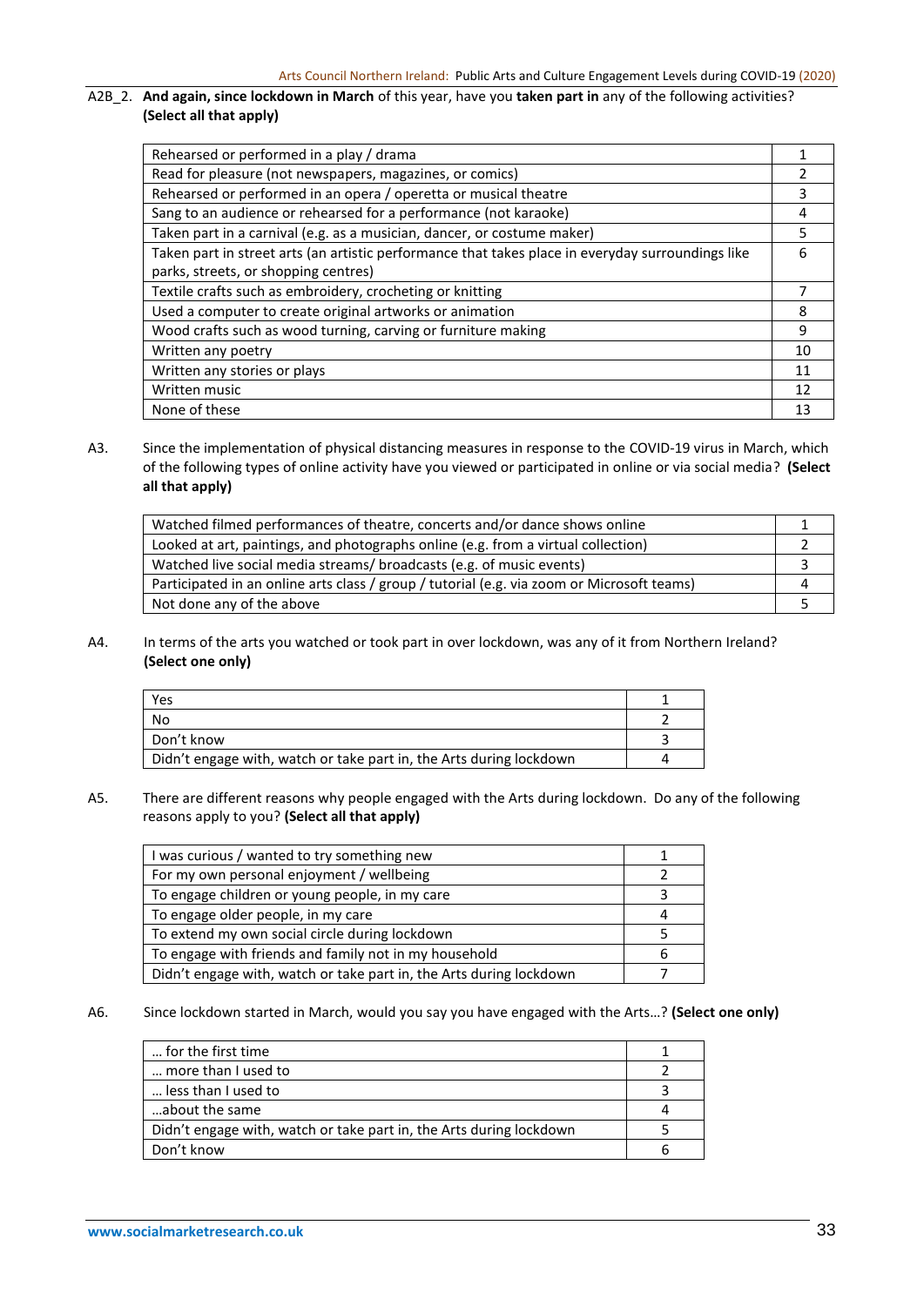A2B_2. **And again, since lockdown in March** of this year, have you **taken part in** any of the following activities? **(Select all that apply)**

| | |
|---|---|
| Rehearsed or performed in a play / drama | 1 |
| Read for pleasure (not newspapers, magazines, or comics) | 2 |
| Rehearsed or performed in an opera / operetta or musical theatre | 3 |
| Sang to an audience or rehearsed for a performance (not karaoke) | 4 |
| Taken part in a carnival (e.g. as a musician, dancer, or costume maker) | 5 |
| Taken part in street arts (an artistic performance that takes place in everyday surroundings like parks, streets, or shopping centres) | 6 |
| Textile crafts such as embroidery, crocheting or knitting | 7 |
| Used a computer to create original artworks or animation | 8 |
| Wood crafts such as wood turning, carving or furniture making | 9 |
| Written any poetry | 10 |
| Written any stories or plays | 11 |
| Written music | 12 |
| None of these | 13 |

A3. Since the implementation of physical distancing measures in response to the COVID-19 virus in March, which of the following types of online activity have you viewed or participated in online or via social media? **(Select all that apply)**

| | |
|---|---|
| Watched filmed performances of theatre, concerts and/or dance shows online | 1 |
| Looked at art, paintings, and photographs online (e.g. from a virtual collection) | 2 |
| Watched live social media streams/ broadcasts (e.g. of music events) | 3 |
| Participated in an online arts class / group / tutorial (e.g. via zoom or Microsoft teams) | 4 |
| Not done any of the above | 5 |

A4. In terms of the arts you watched or took part in over lockdown, was any of it from Northern Ireland? **(Select one only)**

| | |
|---|---|
| Yes | 1 |
| No | 2 |
| Don't know | 3 |
| Didn't engage with, watch or take part in, the Arts during lockdown | 4 |

A5. There are different reasons why people engaged with the Arts during lockdown. Do any of the following reasons apply to you? **(Select all that apply)**

| | |
|---|---|
| I was curious / wanted to try something new | 1 |
| For my own personal enjoyment / wellbeing | 2 |
| To engage children or young people, in my care | 3 |
| To engage older people, in my care | 4 |
| To extend my own social circle during lockdown | 5 |
| To engage with friends and family not in my household | 6 |
| Didn't engage with, watch or take part in, the Arts during lockdown | 7 |

A6. Since lockdown started in March, would you say you have engaged with the Arts…? **(Select one only)**

| | |
|---|---|
| … for the first time | 1 |
| … more than I used to | 2 |
| … less than I used to | 3 |
| …about the same | 4 |
| Didn't engage with, watch or take part in, the Arts during lockdown | 5 |
| Don't know | 6 |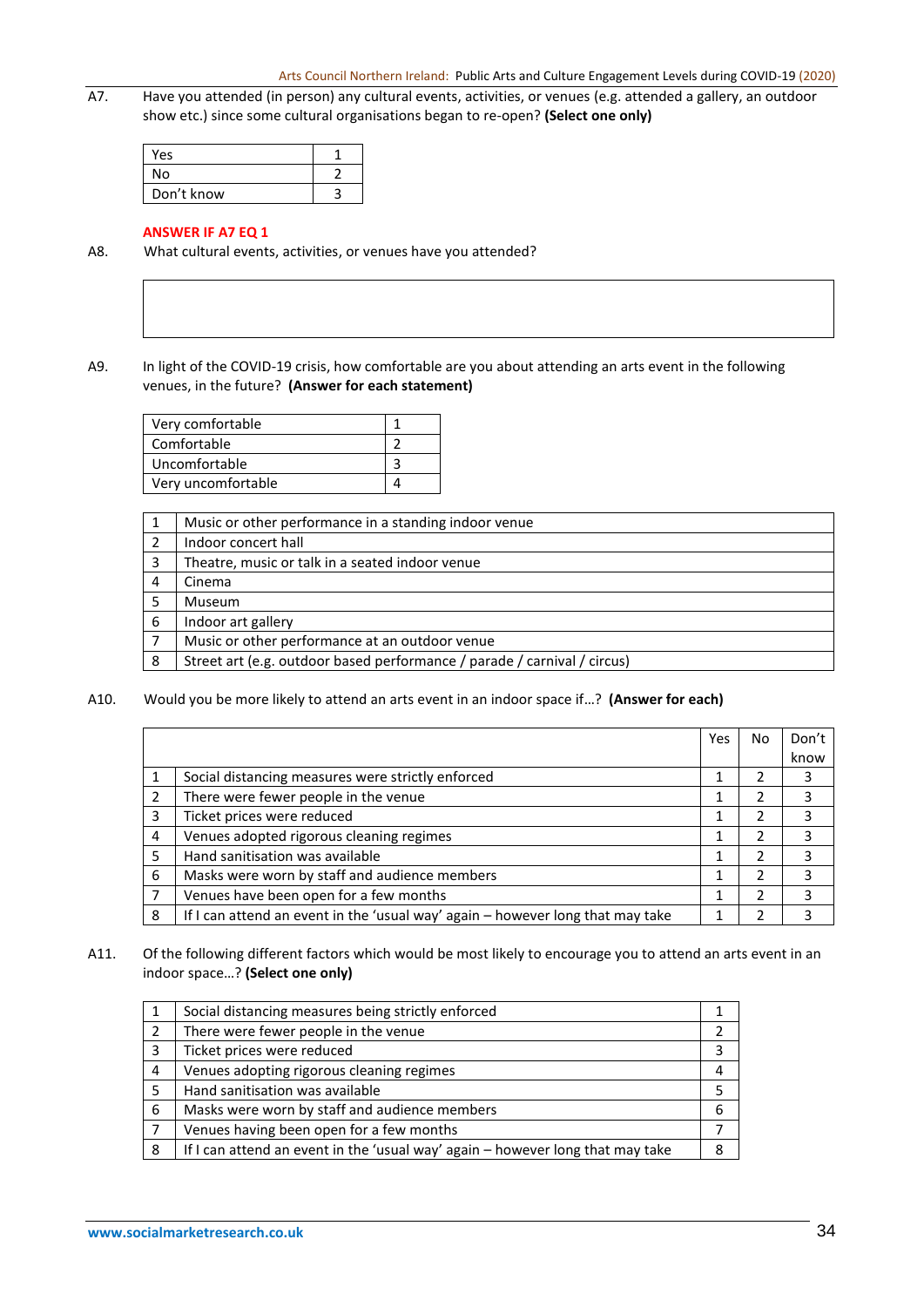A7. Have you attended (in person) any cultural events, activities, or venues (e.g. attended a gallery, an outdoor show etc.) since some cultural organisations began to re-open? **(Select one only)**

| | |
|---|---|
| Yes | 1 |
| No | 2 |
| Don't know | 3 |

**ANSWER IF A7 EQ 1**

A8. What cultural events, activities, or venues have you attended?

| |
|---|
| |

A9. In light of the COVID-19 crisis, how comfortable are you about attending an arts event in the following venues, in the future? **(Answer for each statement)**

| | |
|---|---|
| Very comfortable | 1 |
| Comfortable | 2 |
| Uncomfortable | 3 |
| Very uncomfortable | 4 |

| | |
|---|---|
| 1 | Music or other performance in a standing indoor venue |
| 2 | Indoor concert hall |
| 3 | Theatre, music or talk in a seated indoor venue |
| 4 | Cinema |
| 5 | Museum |
| 6 | Indoor art gallery |
| 7 | Music or other performance at an outdoor venue |
| 8 | Street art (e.g. outdoor based performance / parade / carnival / circus) |

A10. Would you be more likely to attend an arts event in an indoor space if…? **(Answer for each)**

| | | Yes | No | Don't know |
|---|---|---|---|---|
| 1 | Social distancing measures were strictly enforced | 1 | 2 | 3 |
| 2 | There were fewer people in the venue | 1 | 2 | 3 |
| 3 | Ticket prices were reduced | 1 | 2 | 3 |
| 4 | Venues adopted rigorous cleaning regimes | 1 | 2 | 3 |
| 5 | Hand sanitisation was available | 1 | 2 | 3 |
| 6 | Masks were worn by staff and audience members | 1 | 2 | 3 |
| 7 | Venues have been open for a few months | 1 | 2 | 3 |
| 8 | If I can attend an event in the 'usual way' again – however long that may take | 1 | 2 | 3 |

A11. Of the following different factors which would be most likely to encourage you to attend an arts event in an indoor space…? **(Select one only)**

| | | |
|---|---|---|
| 1 | Social distancing measures being strictly enforced | 1 |
| 2 | There were fewer people in the venue | 2 |
| 3 | Ticket prices were reduced | 3 |
| 4 | Venues adopting rigorous cleaning regimes | 4 |
| 5 | Hand sanitisation was available | 5 |
| 6 | Masks were worn by staff and audience members | 6 |
| 7 | Venues having been open for a few months | 7 |
| 8 | If I can attend an event in the 'usual way' again – however long that may take | 8 |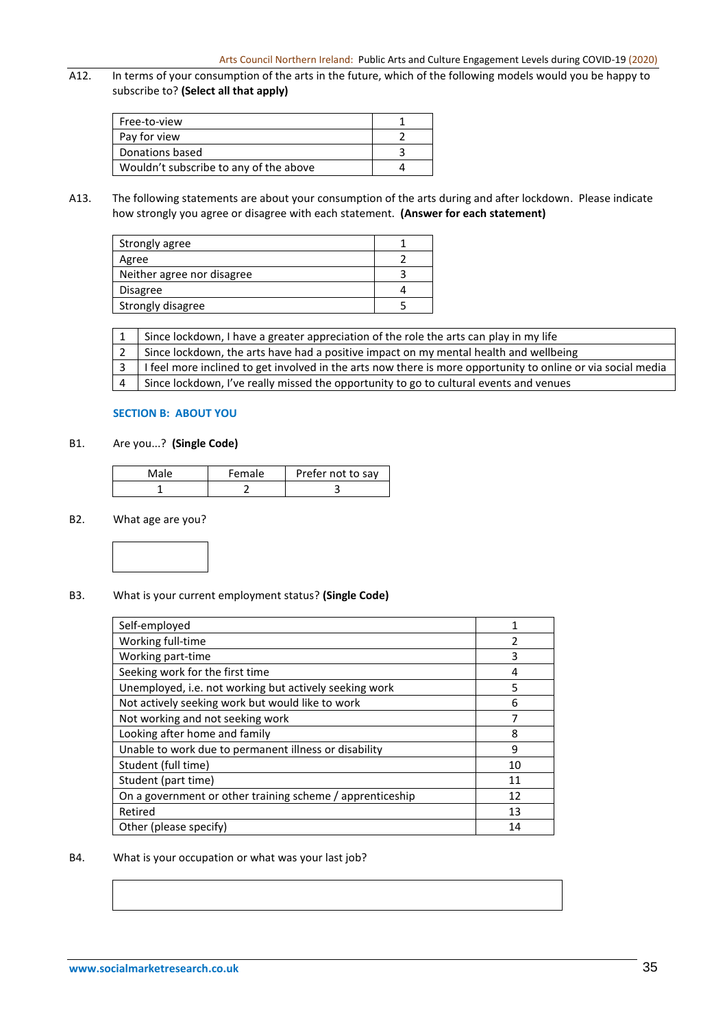A12. In terms of your consumption of the arts in the future, which of the following models would you be happy to subscribe to? **(Select all that apply)**

| | |
|---|---|
| Free-to-view | 1 |
| Pay for view | 2 |
| Donations based | 3 |
| Wouldn't subscribe to any of the above | 4 |

A13. The following statements are about your consumption of the arts during and after lockdown. Please indicate how strongly you agree or disagree with each statement. **(Answer for each statement)**

| | |
|---|---|
| Strongly agree | 1 |
| Agree | 2 |
| Neither agree nor disagree | 3 |
| Disagree | 4 |
| Strongly disagree | 5 |

| | |
|---|---|
| 1 | Since lockdown, I have a greater appreciation of the role the arts can play in my life |
| 2 | Since lockdown, the arts have had a positive impact on my mental health and wellbeing |
| 3 | I feel more inclined to get involved in the arts now there is more opportunity to online or via social media |
| 4 | Since lockdown, I've really missed the opportunity to go to cultural events and venues |

## SECTION B: ABOUT YOU

B1. Are you...? **(Single Code)**

| Male | Female | Prefer not to say |
|---|---|---|
| 1 | 2 | 3 |

B2. What age are you?

B3. What is your current employment status? **(Single Code)**

| | |
|---|---|
| Self-employed | 1 |
| Working full-time | 2 |
| Working part-time | 3 |
| Seeking work for the first time | 4 |
| Unemployed, i.e. not working but actively seeking work | 5 |
| Not actively seeking work but would like to work | 6 |
| Not working and not seeking work | 7 |
| Looking after home and family | 8 |
| Unable to work due to permanent illness or disability | 9 |
| Student (full time) | 10 |
| Student (part time) | 11 |
| On a government or other training scheme / apprenticeship | 12 |
| Retired | 13 |
| Other (please specify) | 14 |

B4. What is your occupation or what was your last job?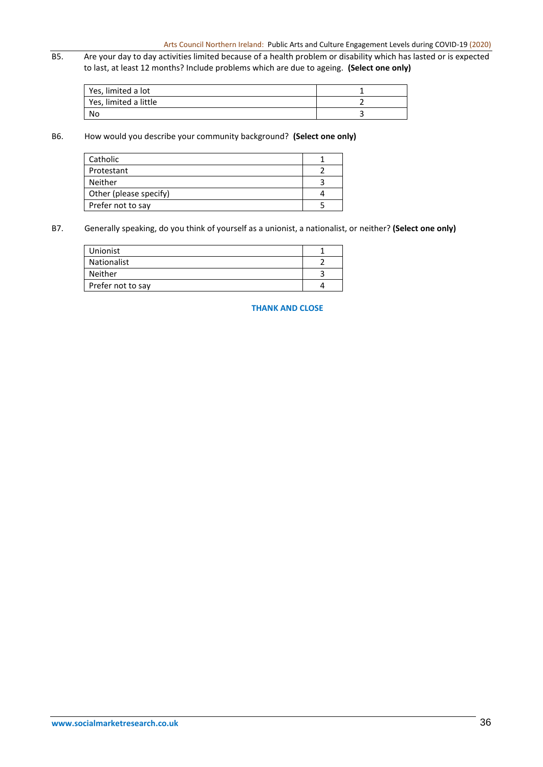B5. Are your day to day activities limited because of a health problem or disability which has lasted or is expected to last, at least 12 months? Include problems which are due to ageing. **(Select one only)**

| | |
|---|---|
| Yes, limited a lot | 1 |
| Yes, limited a little | 2 |
| No | 3 |

B6. How would you describe your community background? **(Select one only)**

| | |
|---|---|
| Catholic | 1 |
| Protestant | 2 |
| Neither | 3 |
| Other (please specify) | 4 |
| Prefer not to say | 5 |

B7. Generally speaking, do you think of yourself as a unionist, a nationalist, or neither? **(Select one only)**

| | |
|---|---|
| Unionist | 1 |
| Nationalist | 2 |
| Neither | 3 |
| Prefer not to say | 4 |

**THANK AND CLOSE**